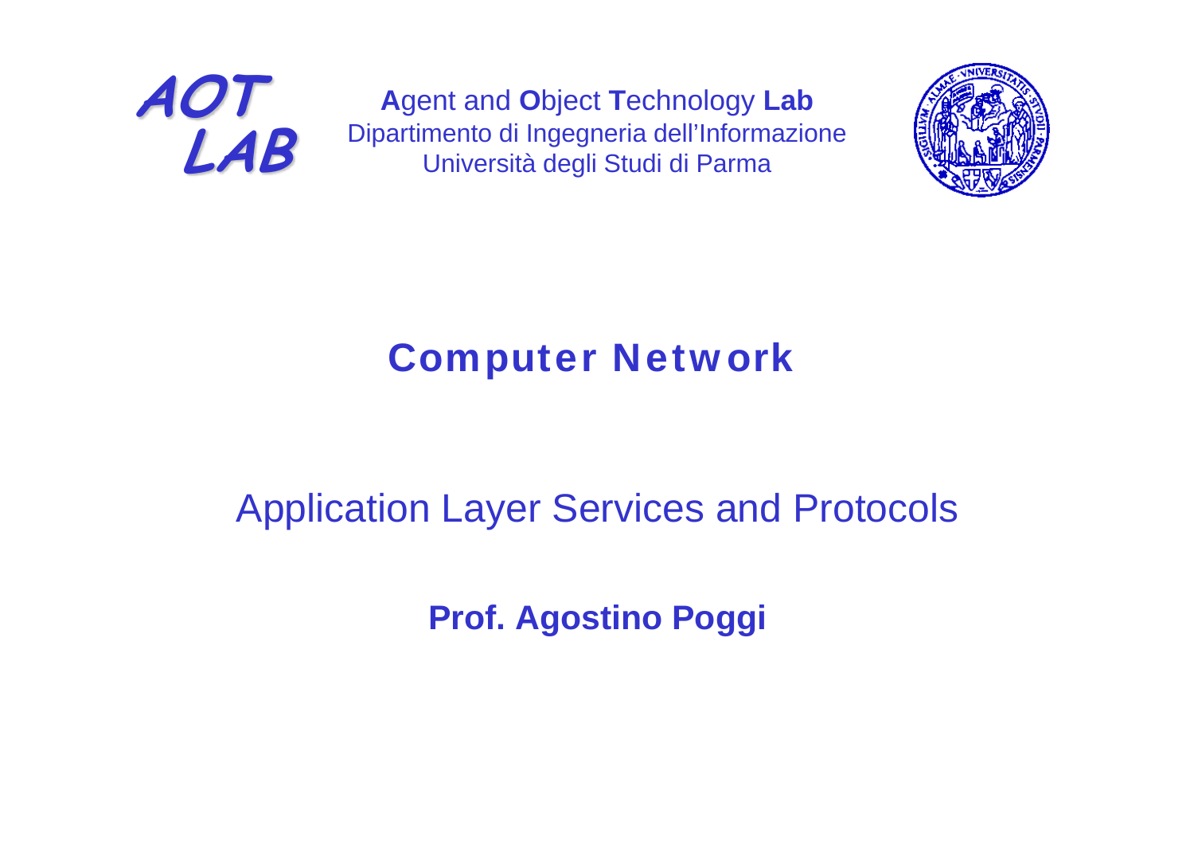AOT LAB

**A**gent and **O**bject **T**echnology **Lab**
Dipartimento di Ingegneria dell'Informazione
Università degli Studi di Parma

# Computer Network

## Application Layer Services and Protocols

**Prof. Agostino Poggi**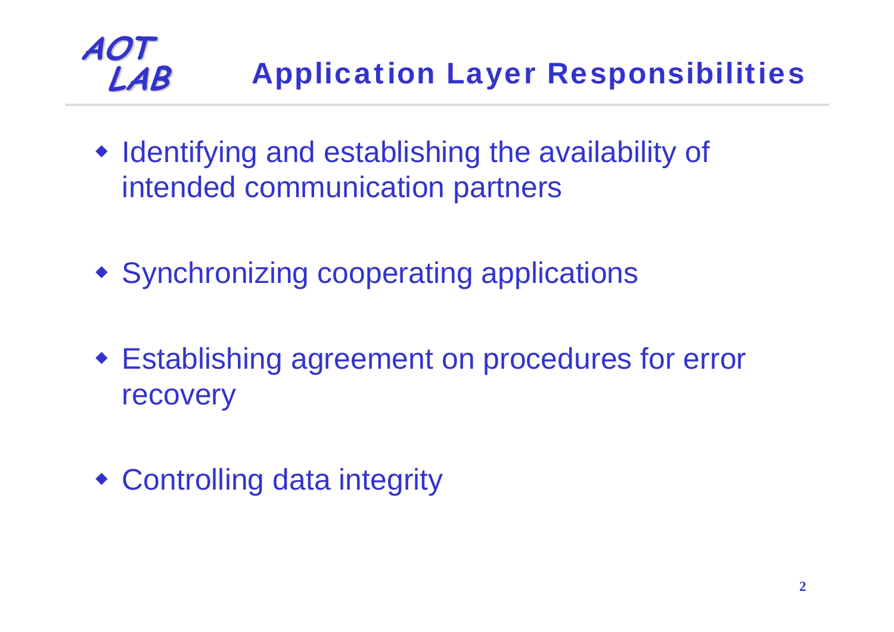# Application Layer Responsibilities

- Identifying and establishing the availability of intended communication partners
- Synchronizing cooperating applications
- Establishing agreement on procedures for error recovery
- Controlling data integrity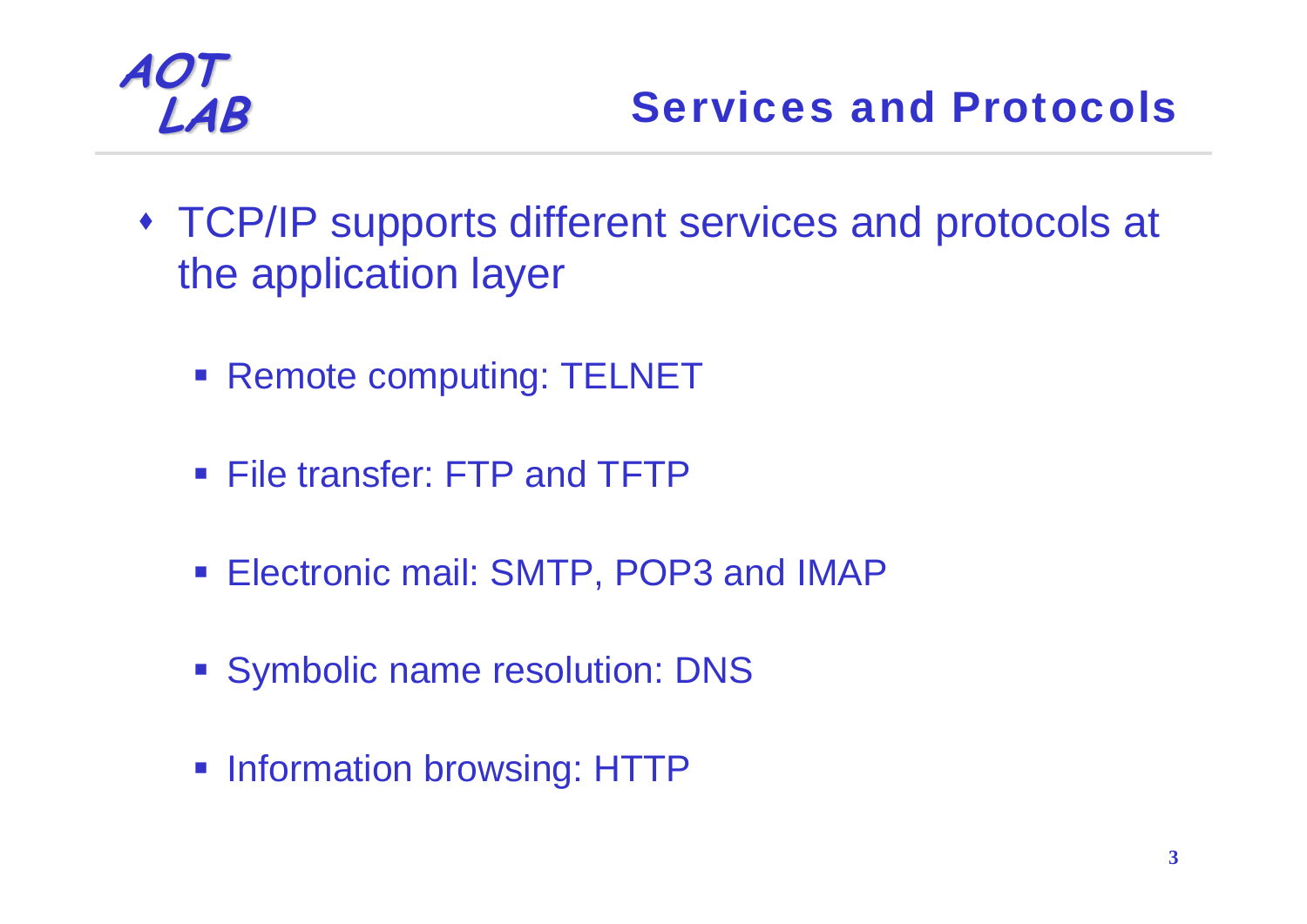## Services and Protocols

- TCP/IP supports different services and protocols at the application layer
  - Remote computing: TELNET
  - File transfer: FTP and TFTP
  - Electronic mail: SMTP, POP3 and IMAP
  - Symbolic name resolution: DNS
  - Information browsing: HTTP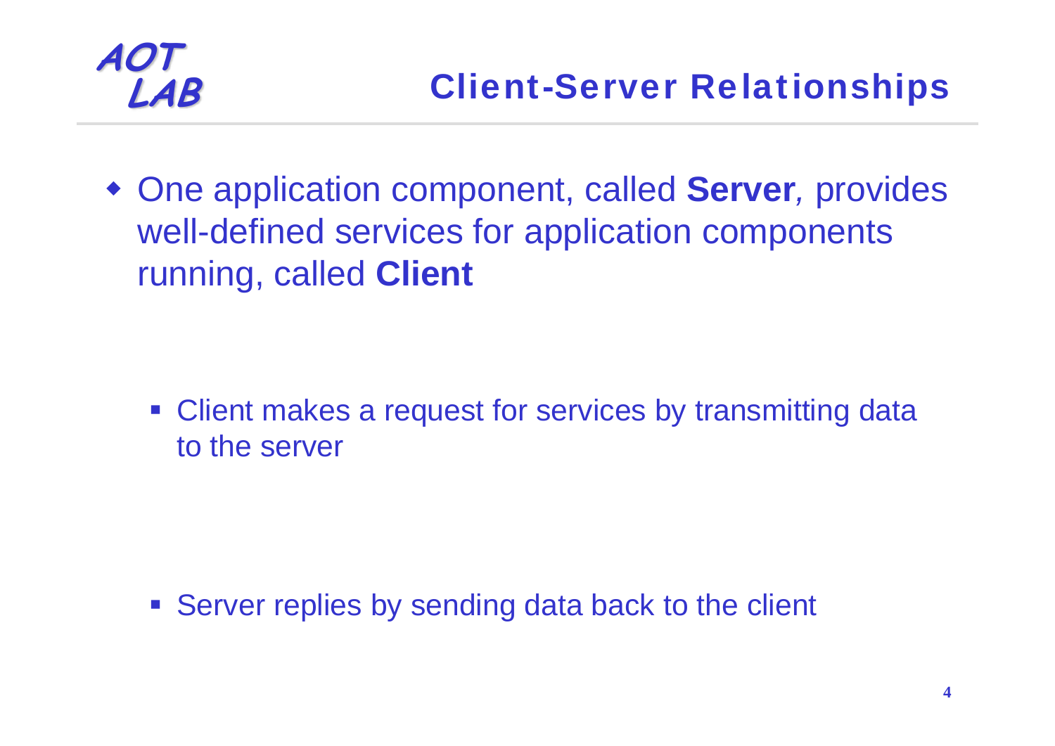# Client-Server Relationships

- One application component, called **Server**, provides well-defined services for application components running, called **Client**

  - Client makes a request for services by transmitting data to the server

  - Server replies by sending data back to the client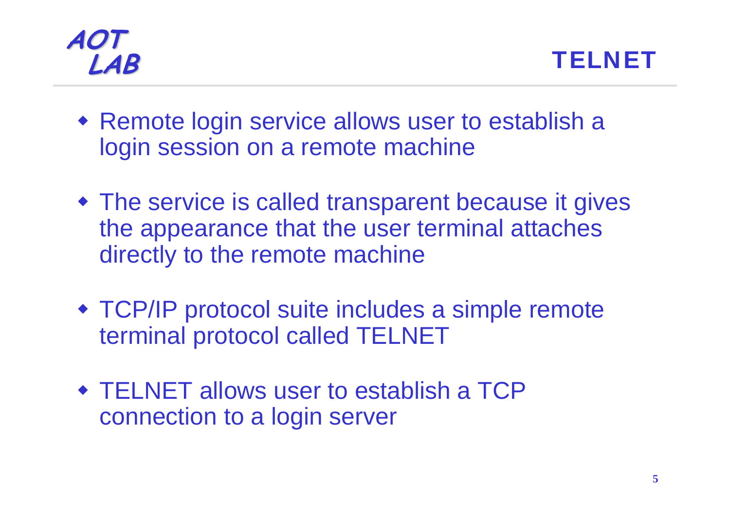# TELNET

- Remote login service allows user to establish a login session on a remote machine
- The service is called transparent because it gives the appearance that the user terminal attaches directly to the remote machine
- TCP/IP protocol suite includes a simple remote terminal protocol called TELNET
- TELNET allows user to establish a TCP connection to a login server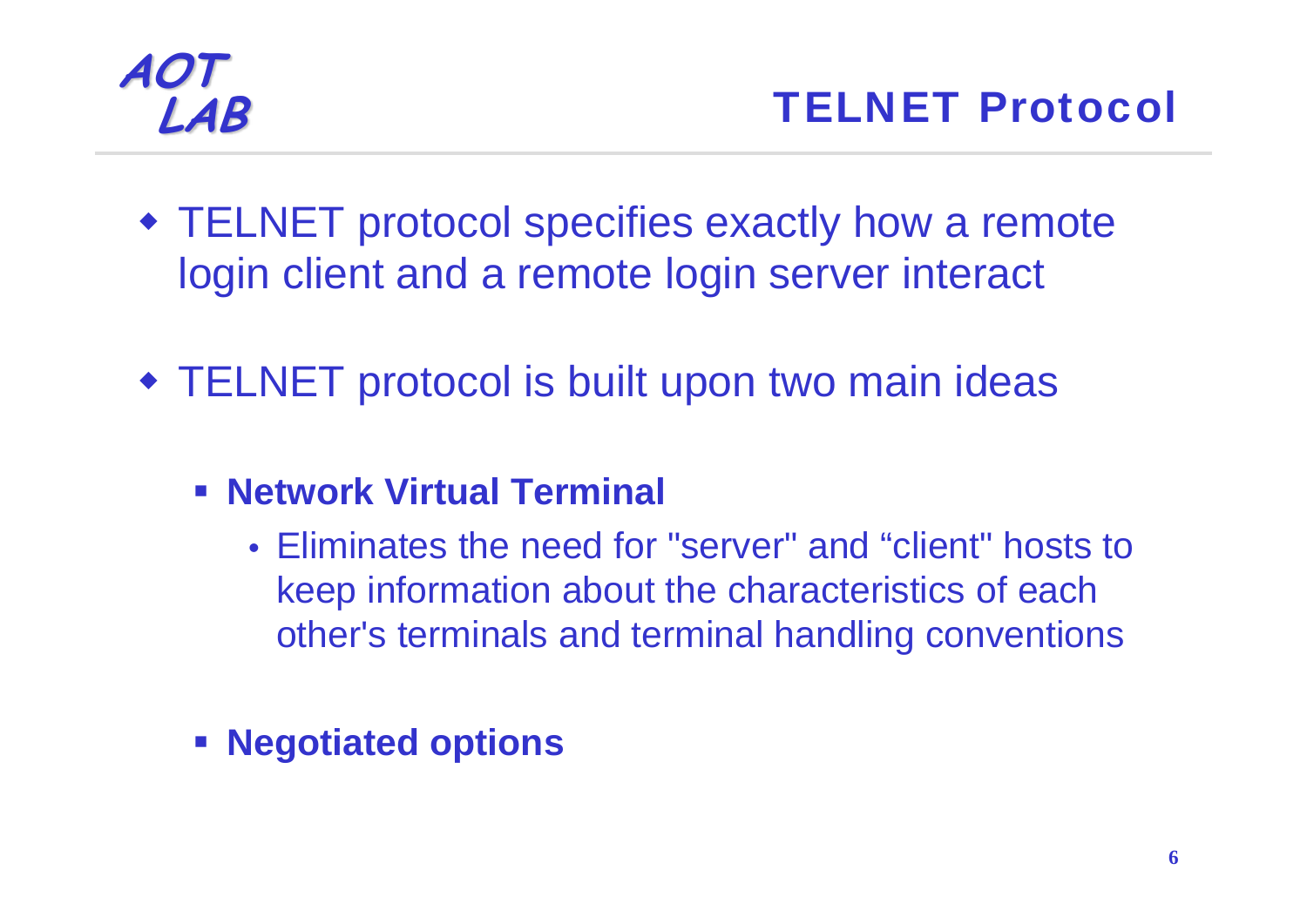# TELNET Protocol

- TELNET protocol specifies exactly how a remote login client and a remote login server interact

- TELNET protocol is built upon two main ideas
  - **Network Virtual Terminal**
    - Eliminates the need for "server" and “client" hosts to keep information about the characteristics of each other's terminals and terminal handling conventions
  - **Negotiated options**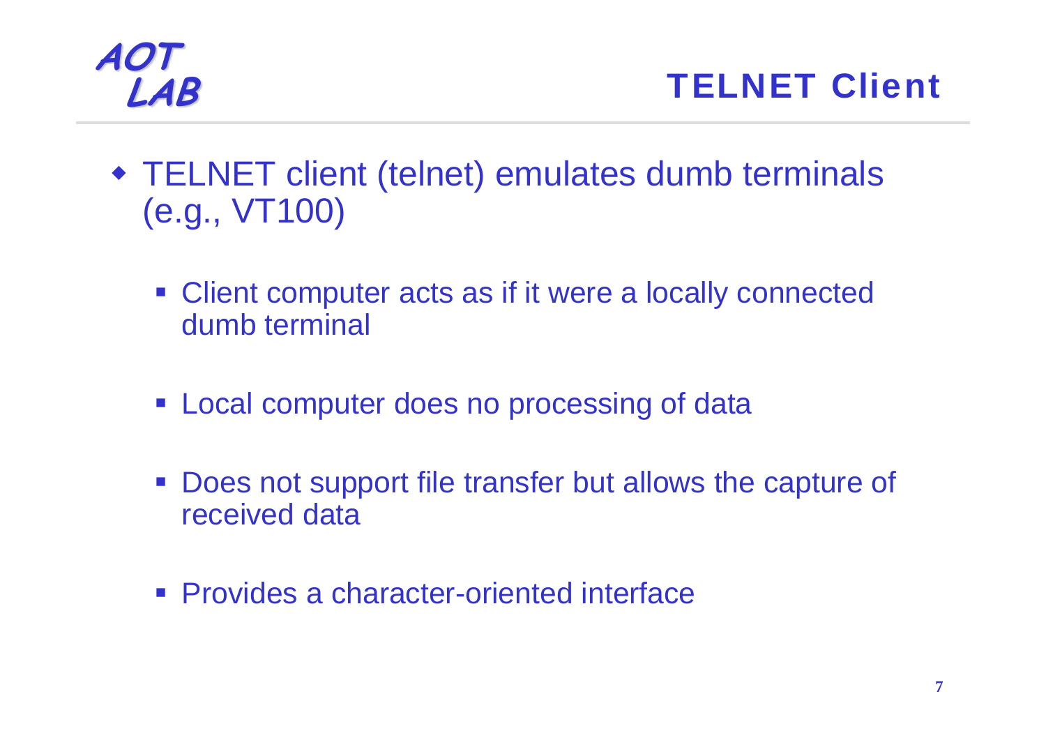# TELNET Client

- TELNET client (telnet) emulates dumb terminals (e.g., VT100)
  - Client computer acts as if it were a locally connected dumb terminal
  - Local computer does no processing of data
  - Does not support file transfer but allows the capture of received data
  - Provides a character-oriented interface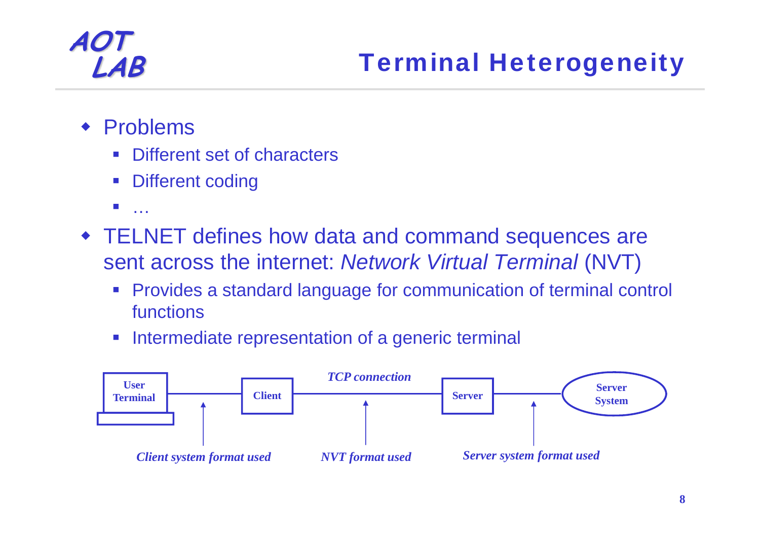# Terminal Heterogeneity

- Problems
  - Different set of characters
  - Different coding
  - …
- TELNET defines how data and command sequences are sent across the internet: *Network Virtual Terminal* (NVT)
  - Provides a standard language for communication of terminal control functions
  - Intermediate representation of a generic terminal

User Terminal — Client — *TCP connection* — Server — Server System

*Client system format used* | *NVT format used* | *Server system format used*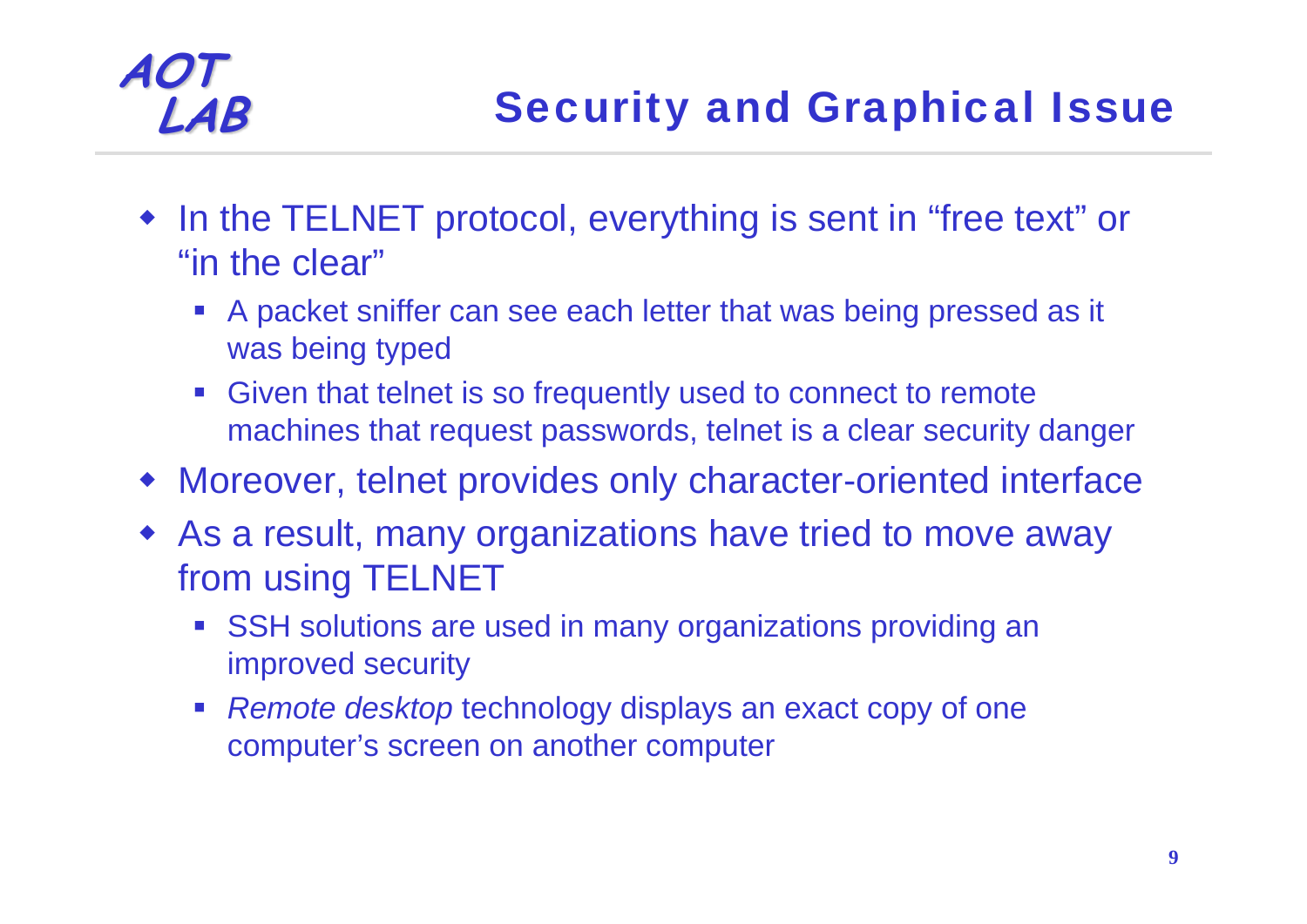# Security and Graphical Issue

- In the TELNET protocol, everything is sent in “free text” or “in the clear”
  - A packet sniffer can see each letter that was being pressed as it was being typed
  - Given that telnet is so frequently used to connect to remote machines that request passwords, telnet is a clear security danger
- Moreover, telnet provides only character-oriented interface
- As a result, many organizations have tried to move away from using TELNET
  - SSH solutions are used in many organizations providing an improved security
  - *Remote desktop* technology displays an exact copy of one computer’s screen on another computer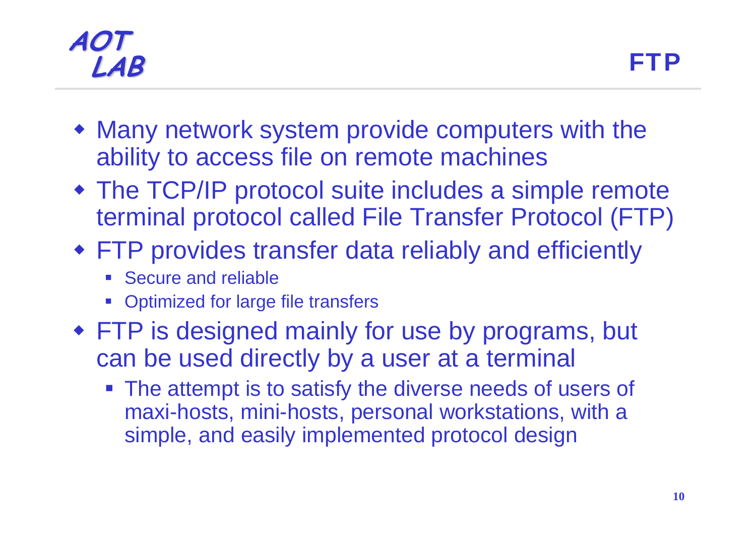# FTP

- Many network system provide computers with the ability to access file on remote machines
- The TCP/IP protocol suite includes a simple remote terminal protocol called File Transfer Protocol (FTP)
- FTP provides transfer data reliably and efficiently
  - Secure and reliable
  - Optimized for large file transfers
- FTP is designed mainly for use by programs, but can be used directly by a user at a terminal
  - The attempt is to satisfy the diverse needs of users of maxi-hosts, mini-hosts, personal workstations, with a simple, and easily implemented protocol design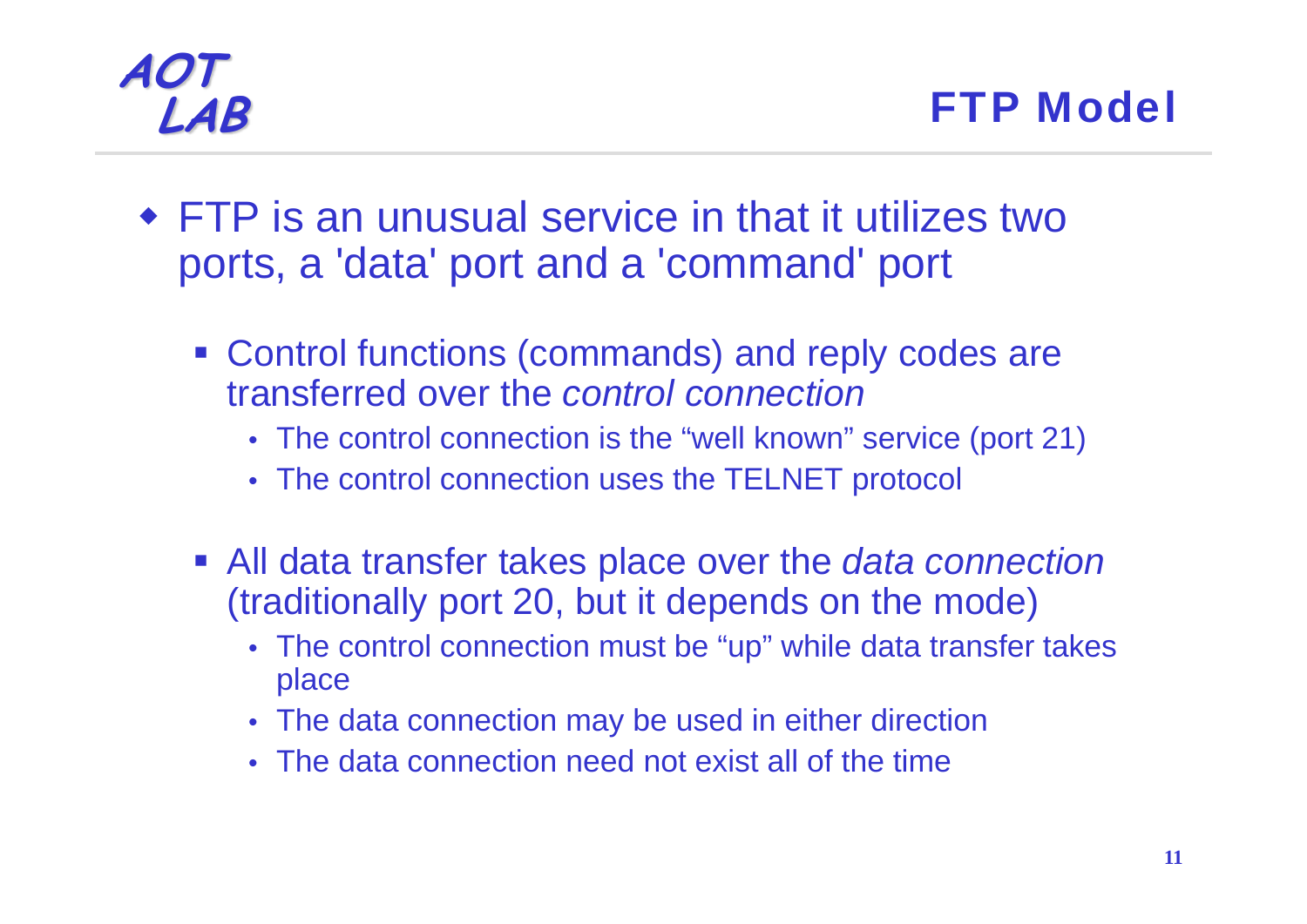# FTP Model

- FTP is an unusual service in that it utilizes two ports, a 'data' port and a 'command' port
  - Control functions (commands) and reply codes are transferred over the *control connection*
    - The control connection is the “well known” service (port 21)
    - The control connection uses the TELNET protocol
  - All data transfer takes place over the *data connection* (traditionally port 20, but it depends on the mode)
    - The control connection must be “up” while data transfer takes place
    - The data connection may be used in either direction
    - The data connection need not exist all of the time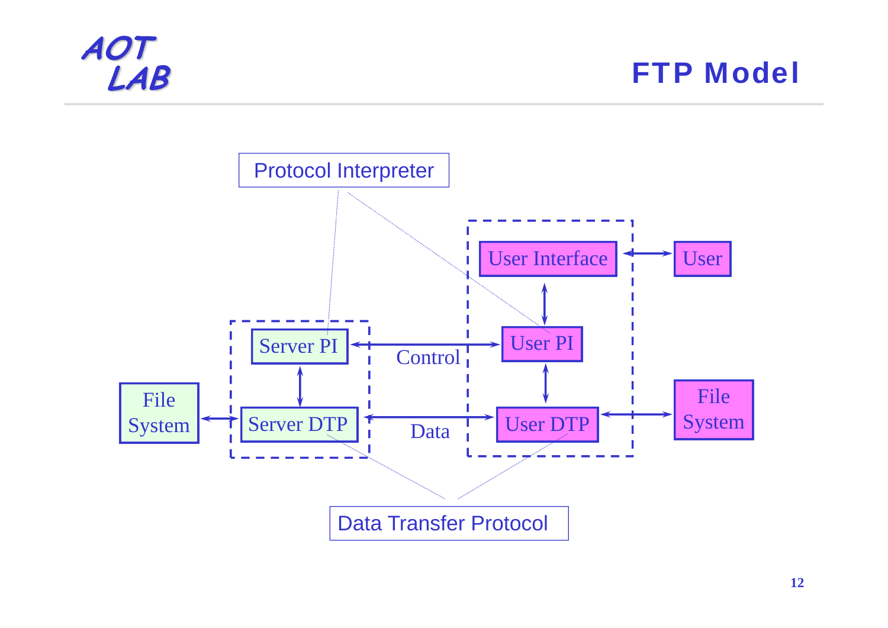# FTP Model

Protocol Interpreter

User Interface — User

Server PI — Control — User PI

File System — Server DTP — Data — User DTP — File System

Data Transfer Protocol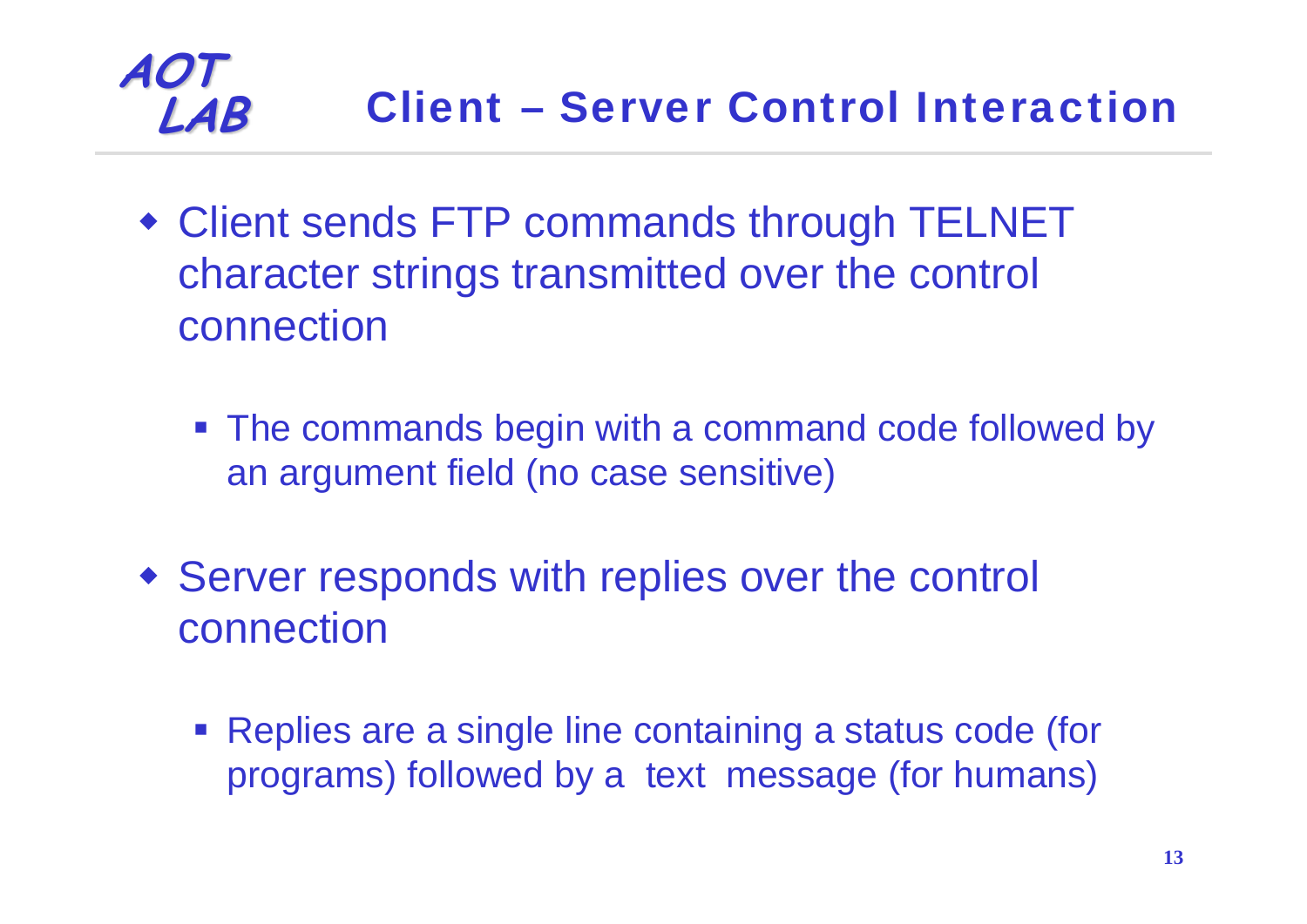# Client – Server Control Interaction

- Client sends FTP commands through TELNET character strings transmitted over the control connection
  - The commands begin with a command code followed by an argument field (no case sensitive)
- Server responds with replies over the control connection
  - Replies are a single line containing a status code (for programs) followed by a text message (for humans)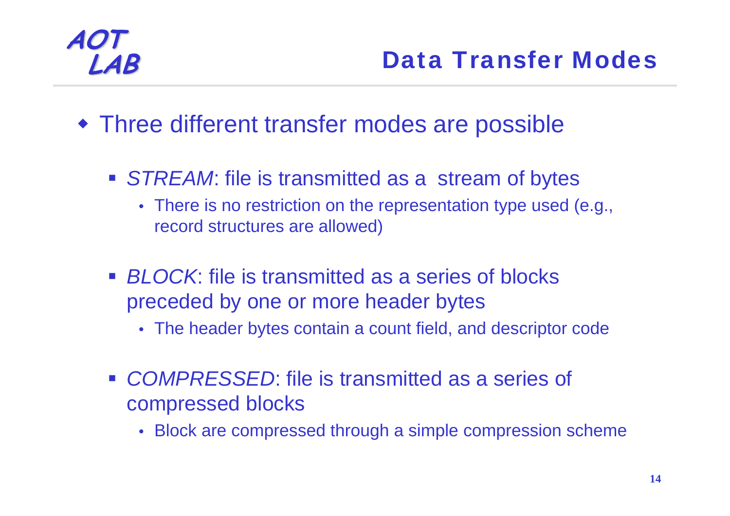# Data Transfer Modes

- Three different transfer modes are possible
  - *STREAM*: file is transmitted as a stream of bytes
    - There is no restriction on the representation type used (e.g., record structures are allowed)
  - *BLOCK*: file is transmitted as a series of blocks preceded by one or more header bytes
    - The header bytes contain a count field, and descriptor code
  - *COMPRESSED*: file is transmitted as a series of compressed blocks
    - Block are compressed through a simple compression scheme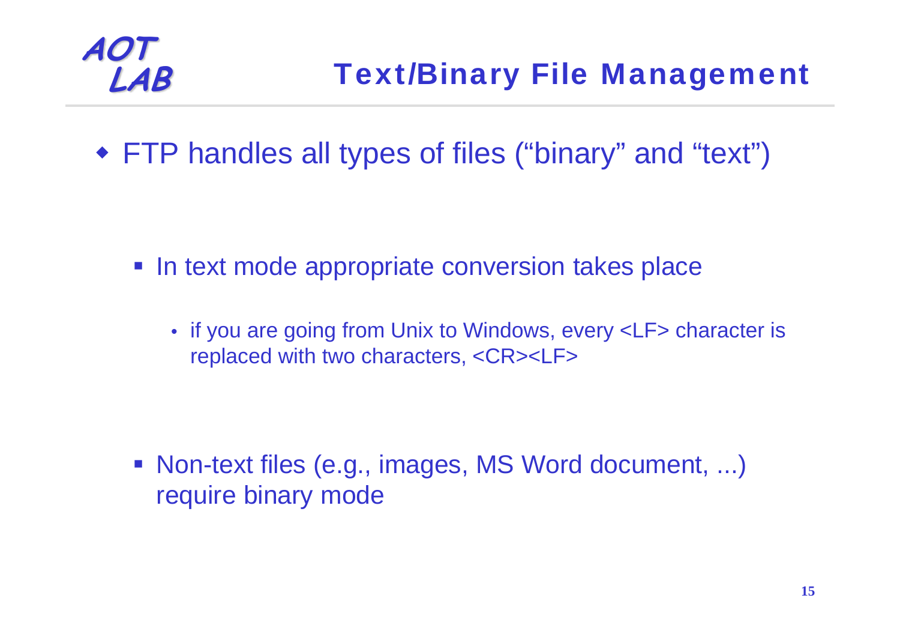# Text/Binary File Management

- FTP handles all types of files (“binary” and “text”)

  - In text mode appropriate conversion takes place

    - if you are going from Unix to Windows, every <LF> character is replaced with two characters, <CR><LF>

  - Non-text files (e.g., images, MS Word document, ...) require binary mode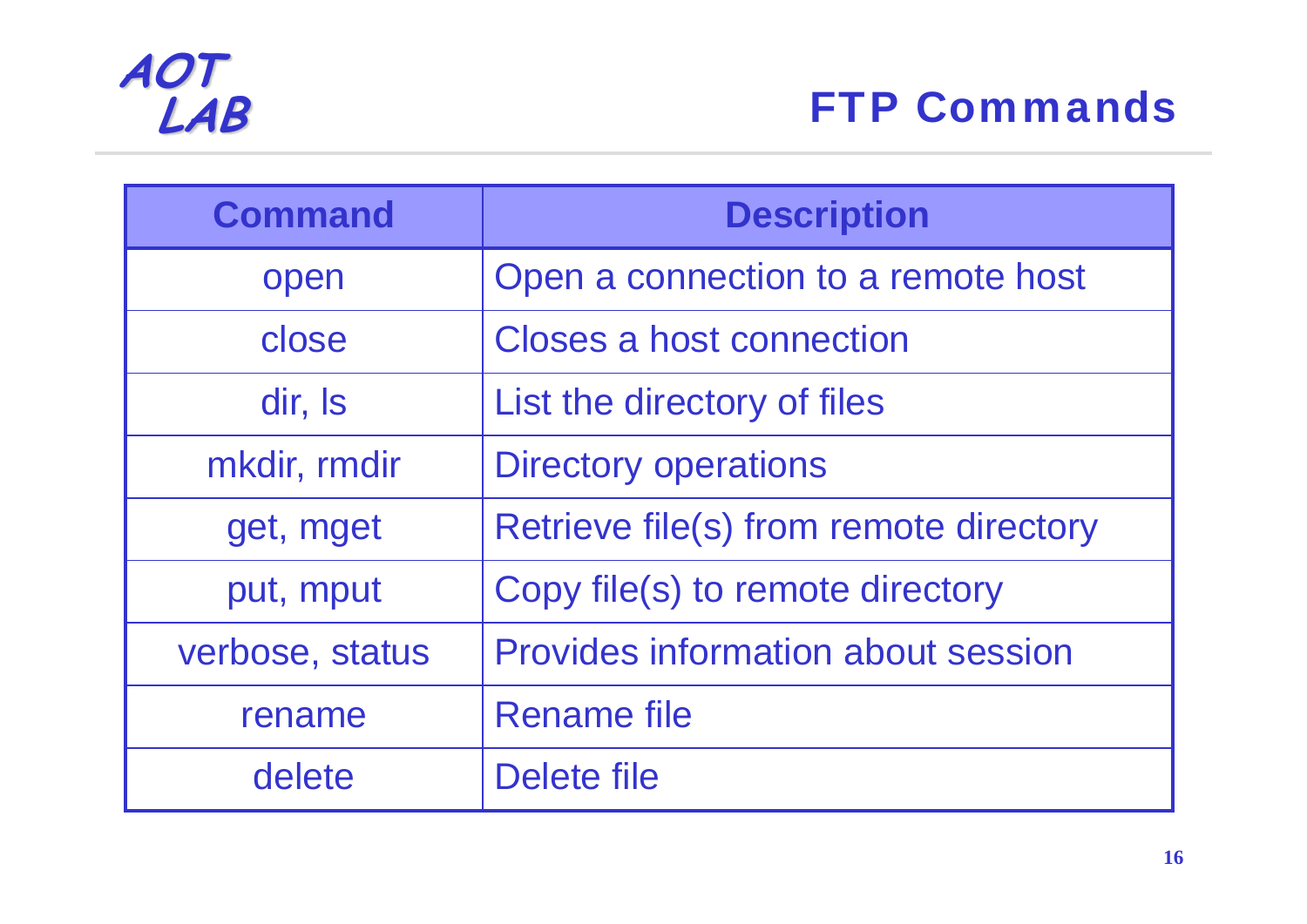# FTP Commands

| Command | Description |
| --- | --- |
| open | Open a connection to a remote host |
| close | Closes a host connection |
| dir, ls | List the directory of files |
| mkdir, rmdir | Directory operations |
| get, mget | Retrieve file(s) from remote directory |
| put, mput | Copy file(s) to remote directory |
| verbose, status | Provides information about session |
| rename | Rename file |
| delete | Delete file |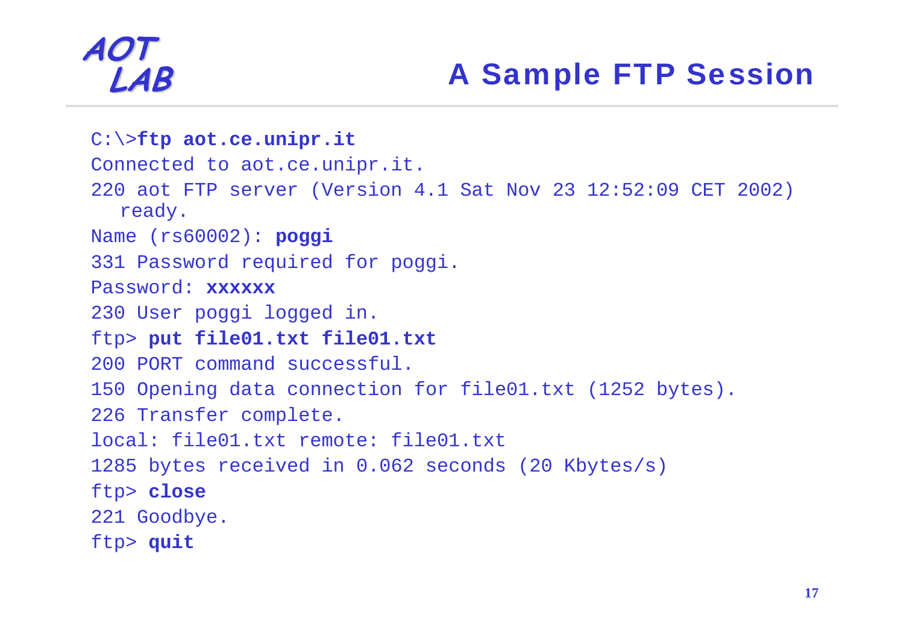# A Sample FTP Session

```
C:\>ftp aot.ce.unipr.it
Connected to aot.ce.unipr.it.
220 aot FTP server (Version 4.1 Sat Nov 23 12:52:09 CET 2002)
   ready.
Name (rs60002): poggi
331 Password required for poggi.
Password: xxxxxx
230 User poggi logged in.
ftp> put file01.txt file01.txt
200 PORT command successful.
150 Opening data connection for file01.txt (1252 bytes).
226 Transfer complete.
local: file01.txt remote: file01.txt
1285 bytes received in 0.062 seconds (20 Kbytes/s)
ftp> close
221 Goodbye.
ftp> quit
```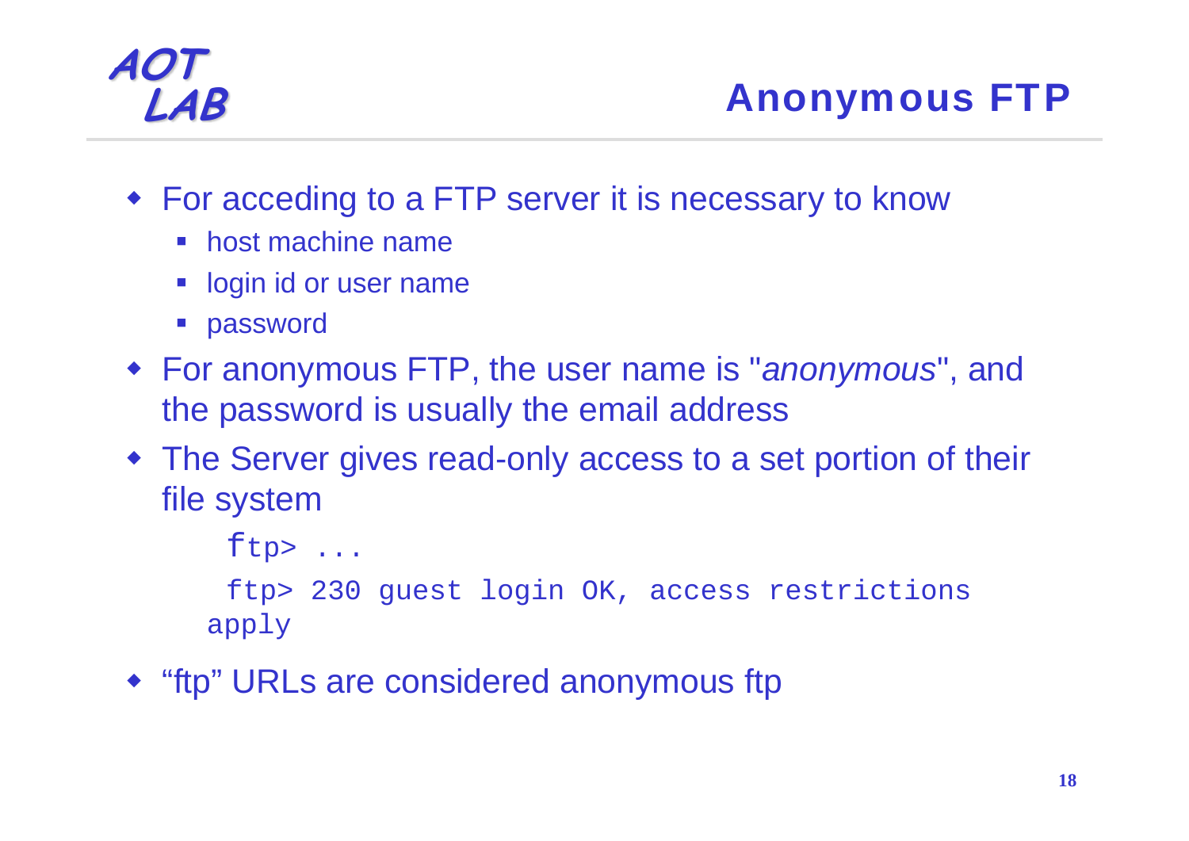# Anonymous FTP

- For acceding to a FTP server it is necessary to know
  - host machine name
  - login id or user name
  - password
- For anonymous FTP, the user name is "*anonymous*", and the password is usually the email address
- The Server gives read-only access to a set portion of their file system

```
ftp> ...
ftp> 230 guest login OK, access restrictions apply
```

- “ftp” URLs are considered anonymous ftp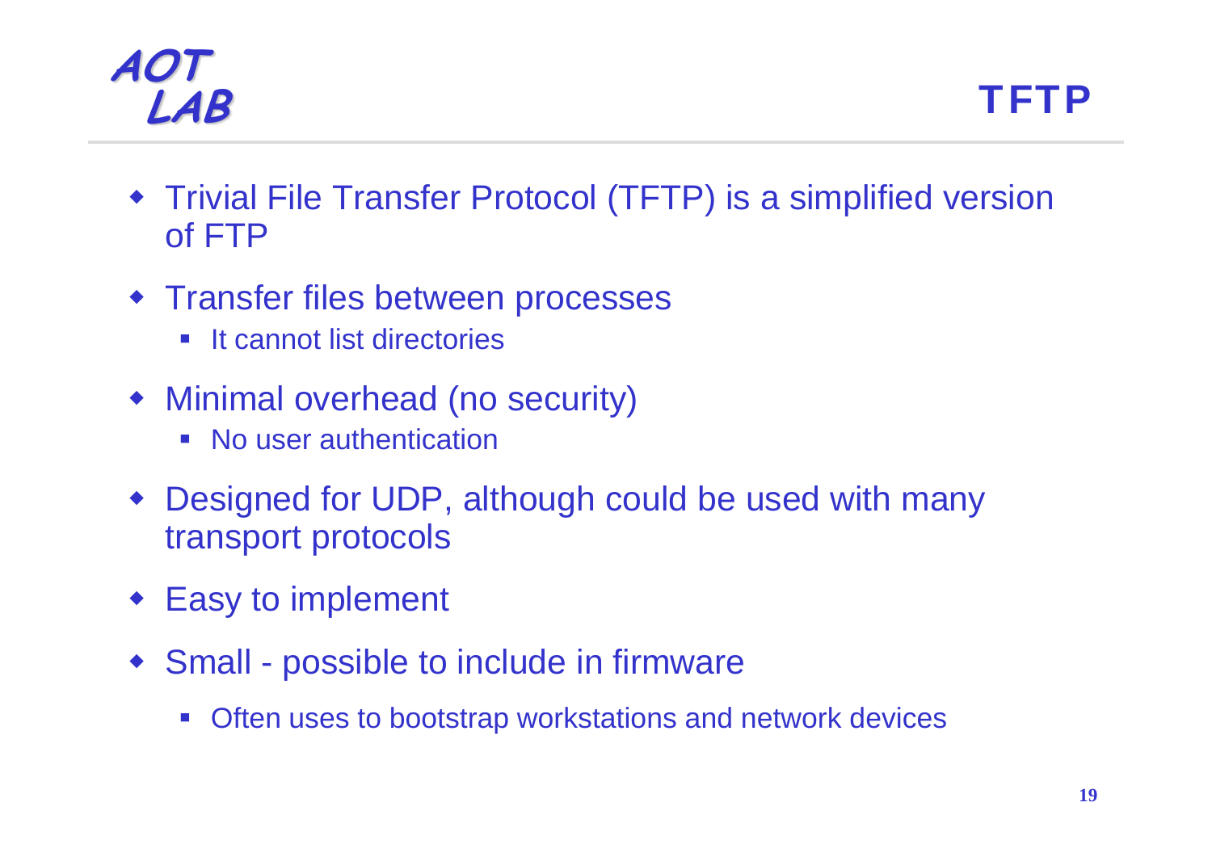# TFTP

- Trivial File Transfer Protocol (TFTP) is a simplified version of FTP
- Transfer files between processes
  - It cannot list directories
- Minimal overhead (no security)
  - No user authentication
- Designed for UDP, although could be used with many transport protocols
- Easy to implement
- Small - possible to include in firmware
  - Often uses to bootstrap workstations and network devices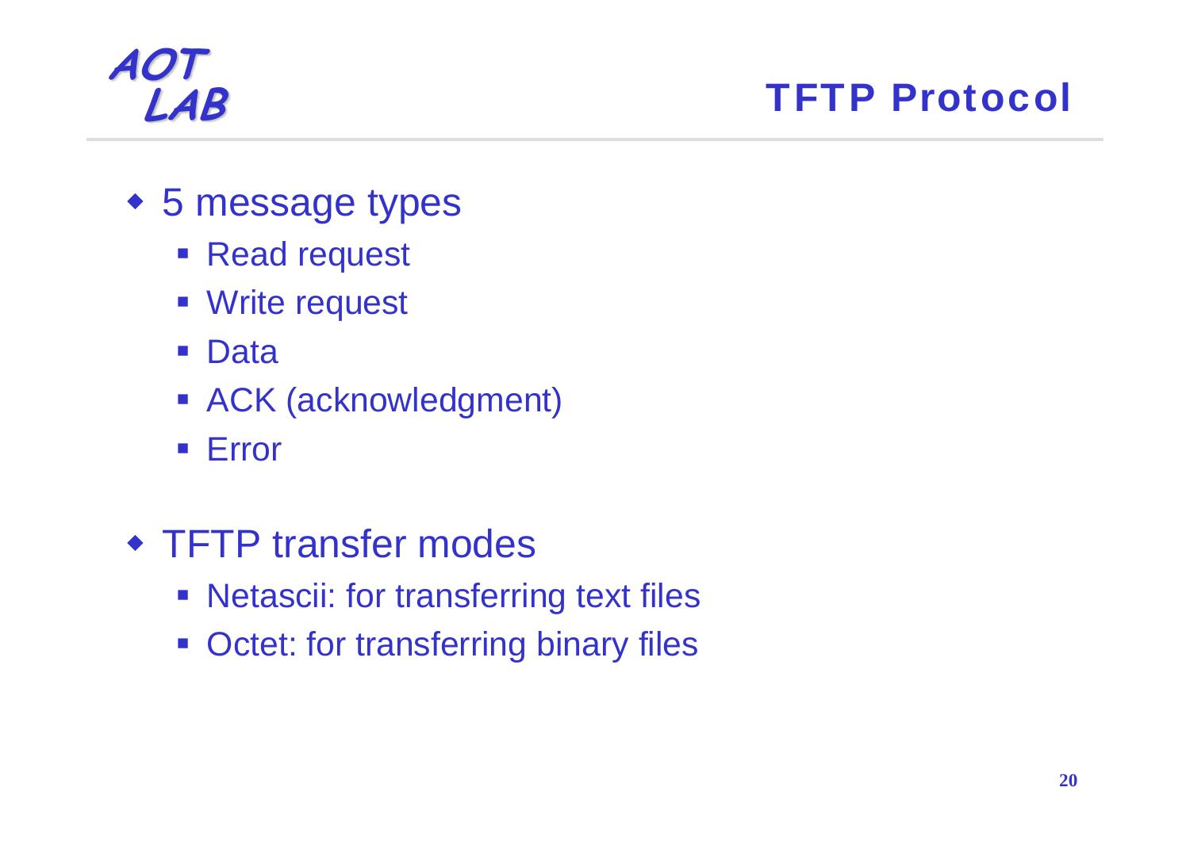# TFTP Protocol

- 5 message types
  - Read request
  - Write request
  - Data
  - ACK (acknowledgment)
  - Error
- TFTP transfer modes
  - Netascii: for transferring text files
  - Octet: for transferring binary files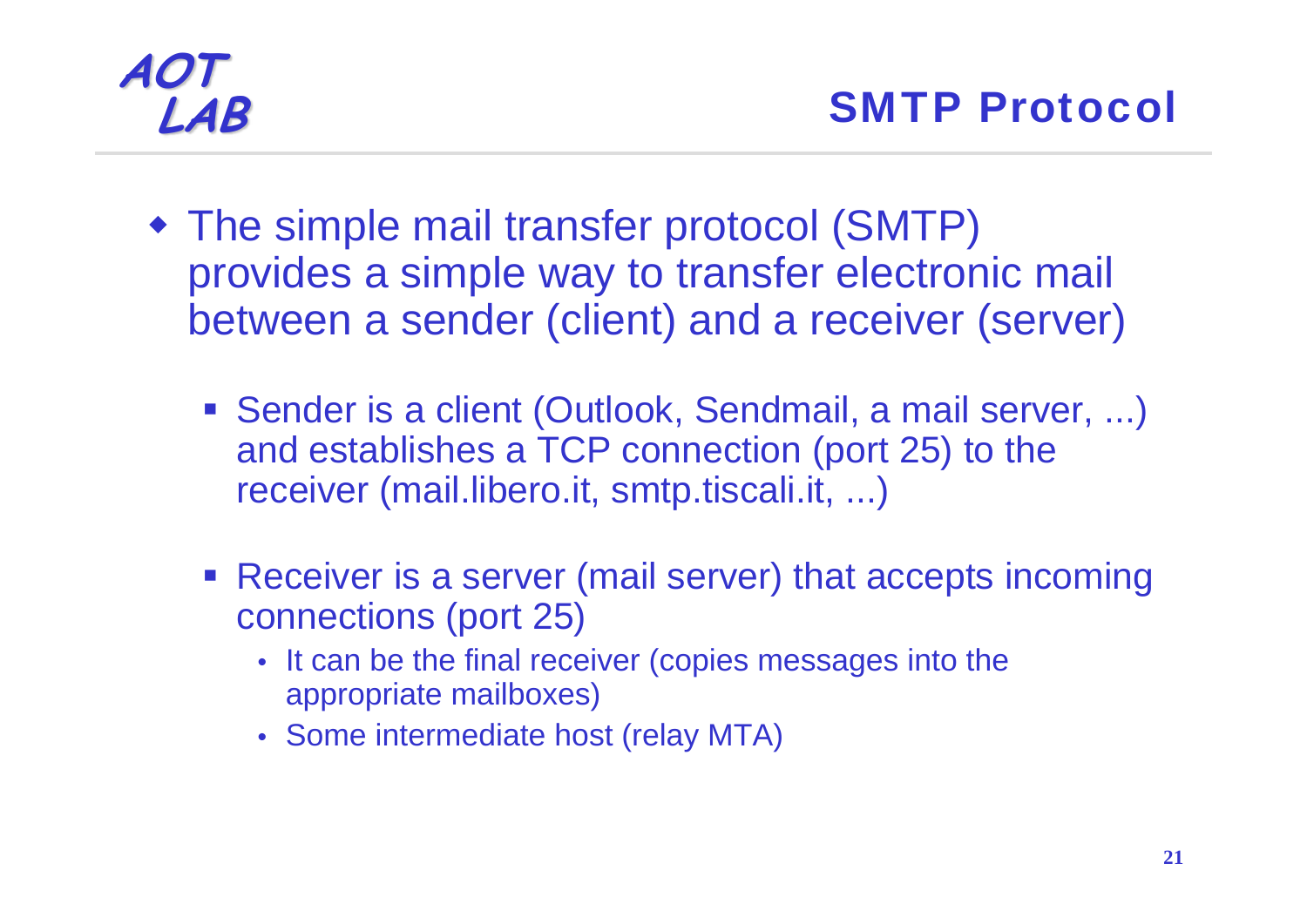## SMTP Protocol

- The simple mail transfer protocol (SMTP) provides a simple way to transfer electronic mail between a sender (client) and a receiver (server)
  - Sender is a client (Outlook, Sendmail, a mail server, ...) and establishes a TCP connection (port 25) to the receiver (mail.libero.it, smtp.tiscali.it, ...)
  - Receiver is a server (mail server) that accepts incoming connections (port 25)
    - It can be the final receiver (copies messages into the appropriate mailboxes)
    - Some intermediate host (relay MTA)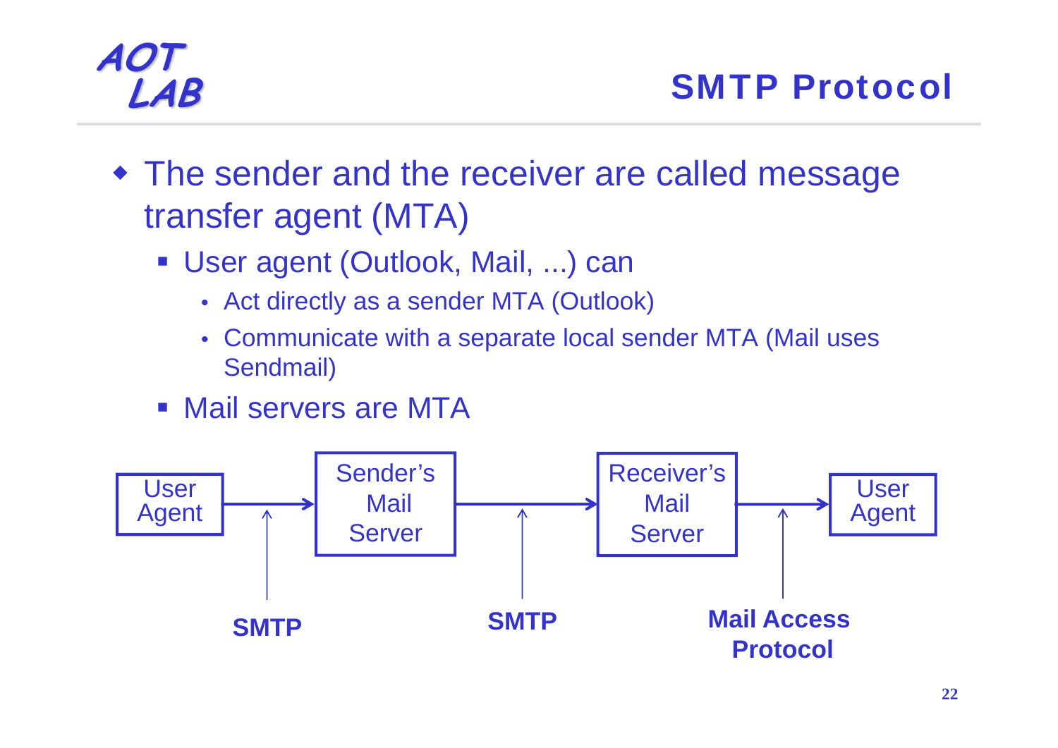# SMTP Protocol

- The sender and the receiver are called message transfer agent (MTA)
  - User agent (Outlook, Mail, ...) can
    - Act directly as a sender MTA (Outlook)
    - Communicate with a separate local sender MTA (Mail uses Sendmail)
  - Mail servers are MTA

User Agent → Sender's Mail Server → Receiver's Mail Server → User Agent

SMTP | SMTP | Mail Access Protocol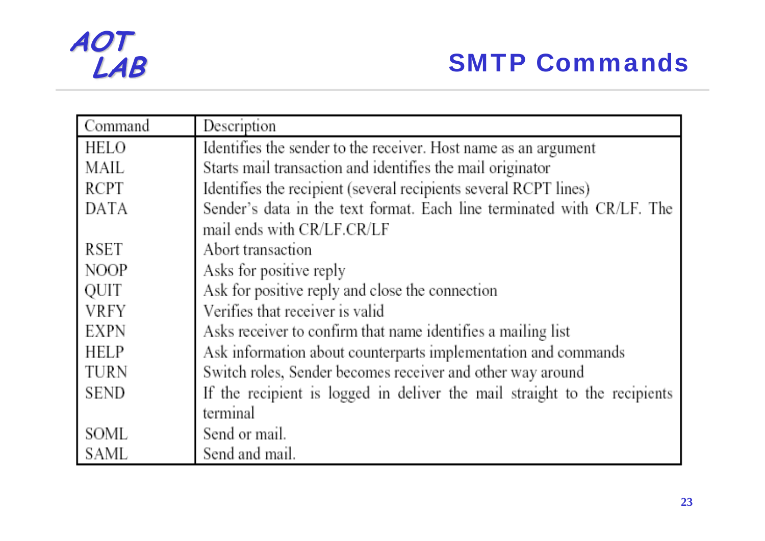# SMTP Commands

| Command | Description |
| --- | --- |
| HELO | Identifies the sender to the receiver. Host name as an argument |
| MAIL | Starts mail transaction and identifies the mail originator |
| RCPT | Identifies the recipient (several recipients several RCPT lines) |
| DATA | Sender's data in the text format. Each line terminated with CR/LF. The mail ends with CR/LF.CR/LF |
| RSET | Abort transaction |
| NOOP | Asks for positive reply |
| QUIT | Ask for positive reply and close the connection |
| VRFY | Verifies that receiver is valid |
| EXPN | Asks receiver to confirm that name identifies a mailing list |
| HELP | Ask information about counterparts implementation and commands |
| TURN | Switch roles, Sender becomes receiver and other way around |
| SEND | If the recipient is logged in deliver the mail straight to the recipients terminal |
| SOML | Send or mail. |
| SAML | Send and mail. |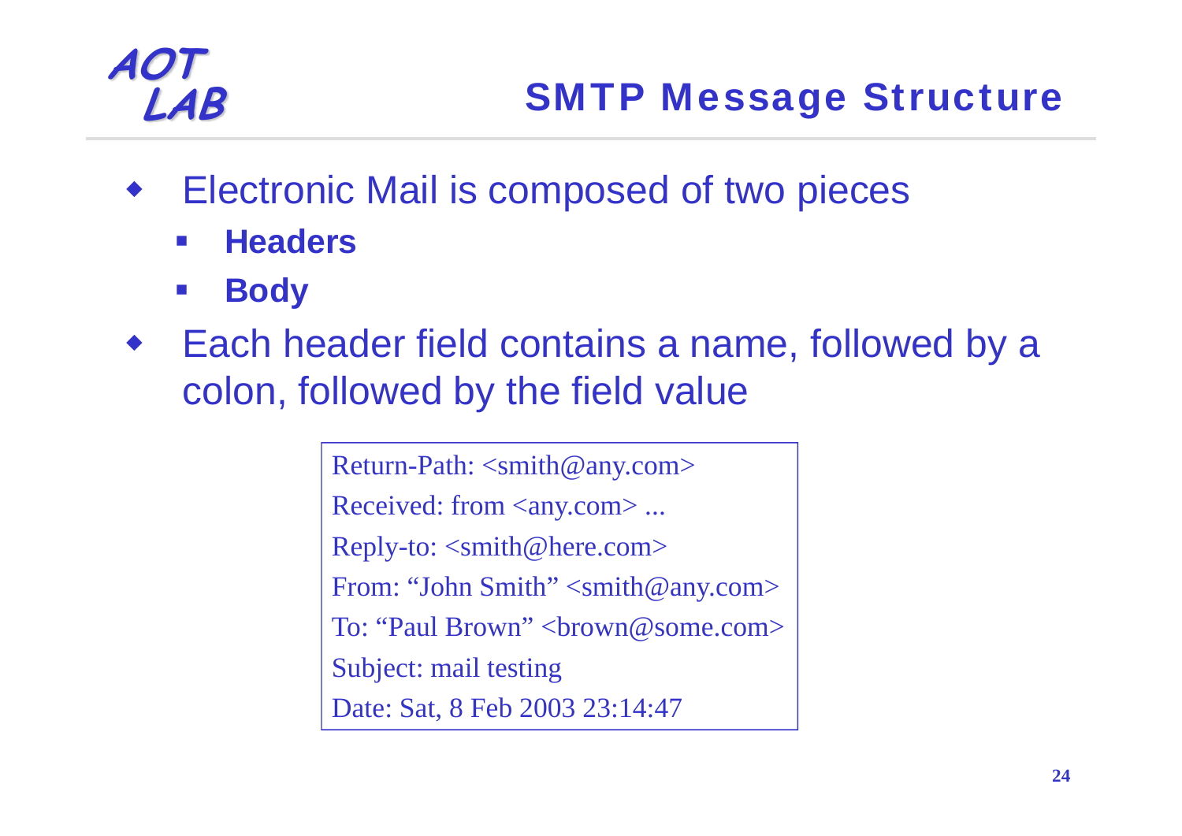# SMTP Message Structure

- Electronic Mail is composed of two pieces
  - **Headers**
  - **Body**
- Each header field contains a name, followed by a colon, followed by the field value

```
Return-Path: <smith@any.com>
Received: from <any.com> ...
Reply-to: <smith@here.com>
From: “John Smith” <smith@any.com>
To: “Paul Brown” <brown@some.com>
Subject: mail testing
Date: Sat, 8 Feb 2003 23:14:47
```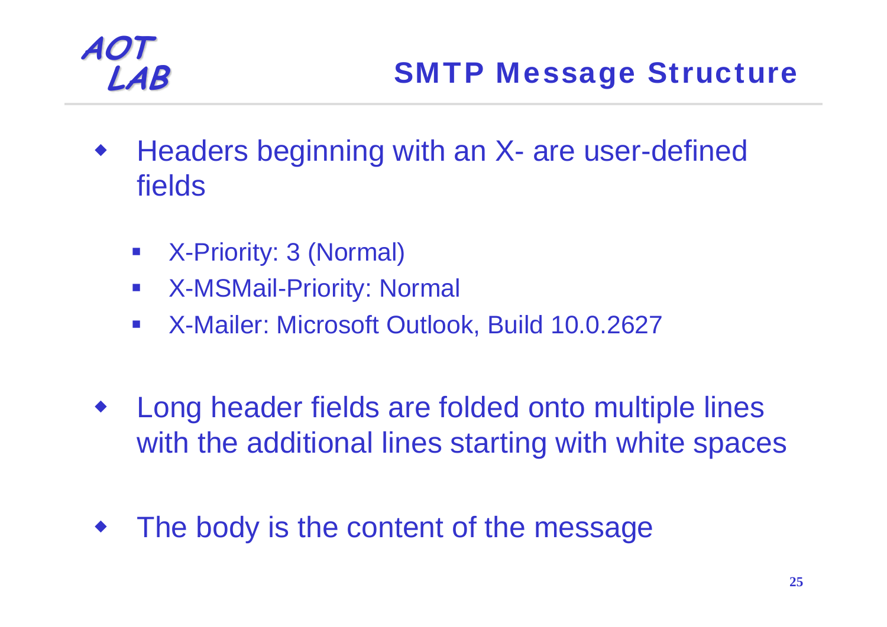## SMTP Message Structure

- Headers beginning with an X- are user-defined fields
  - X-Priority: 3 (Normal)
  - X-MSMail-Priority: Normal
  - X-Mailer: Microsoft Outlook, Build 10.0.2627
- Long header fields are folded onto multiple lines with the additional lines starting with white spaces
- The body is the content of the message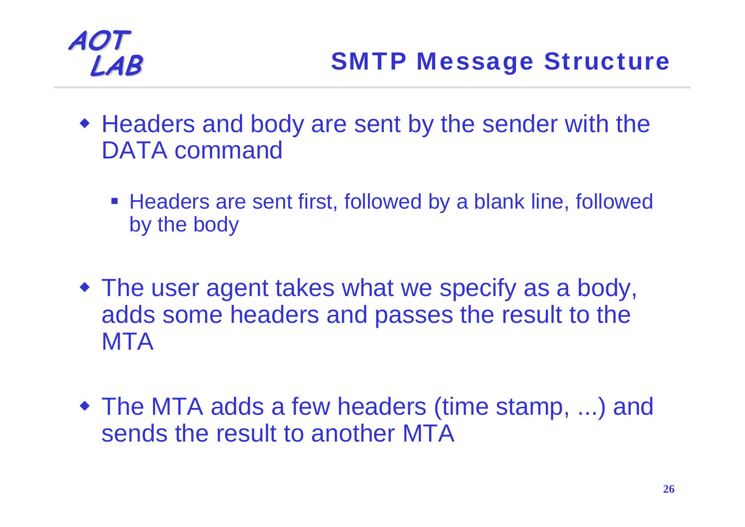# SMTP Message Structure

- Headers and body are sent by the sender with the DATA command
  - Headers are sent first, followed by a blank line, followed by the body
- The user agent takes what we specify as a body, adds some headers and passes the result to the MTA
- The MTA adds a few headers (time stamp, ...) and sends the result to another MTA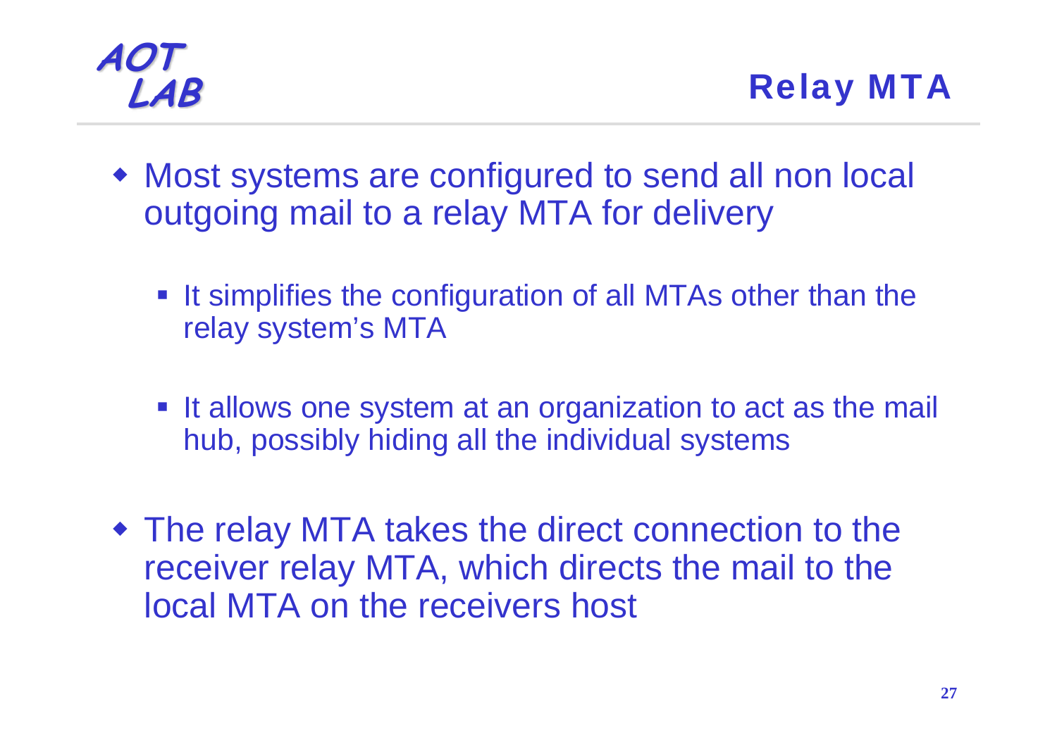# Relay MTA

- Most systems are configured to send all non local outgoing mail to a relay MTA for delivery
  - It simplifies the configuration of all MTAs other than the relay system's MTA
  - It allows one system at an organization to act as the mail hub, possibly hiding all the individual systems
- The relay MTA takes the direct connection to the receiver relay MTA, which directs the mail to the local MTA on the receivers host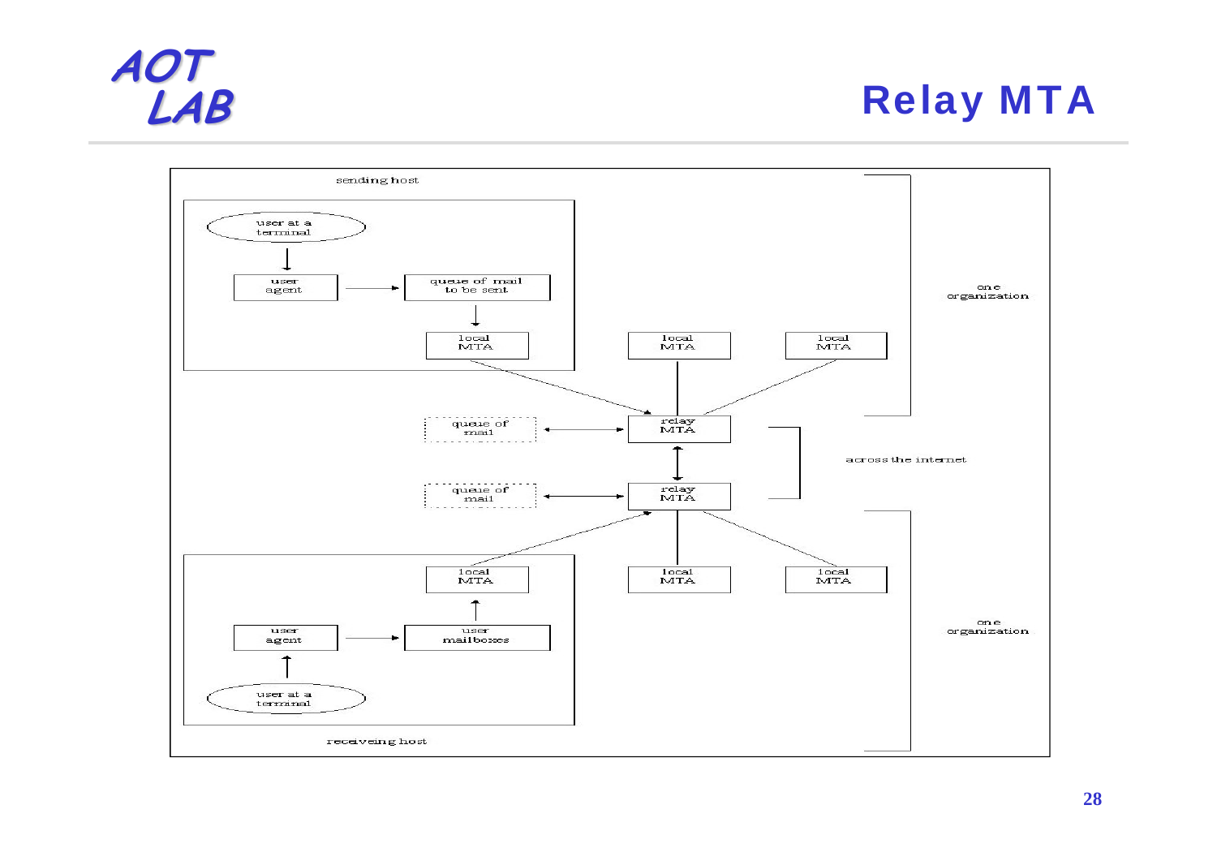# Relay MTA

sending host

user at a terminal

user agent

queue of mail to be sent

local MTA

local MTA

local MTA

one organization

queue of mail

relay MTA

across the internet

queue of mail

relay MTA

local MTA

local MTA

local MTA

user agent

user mailboxes

one organization

user at a terminal

receiveing host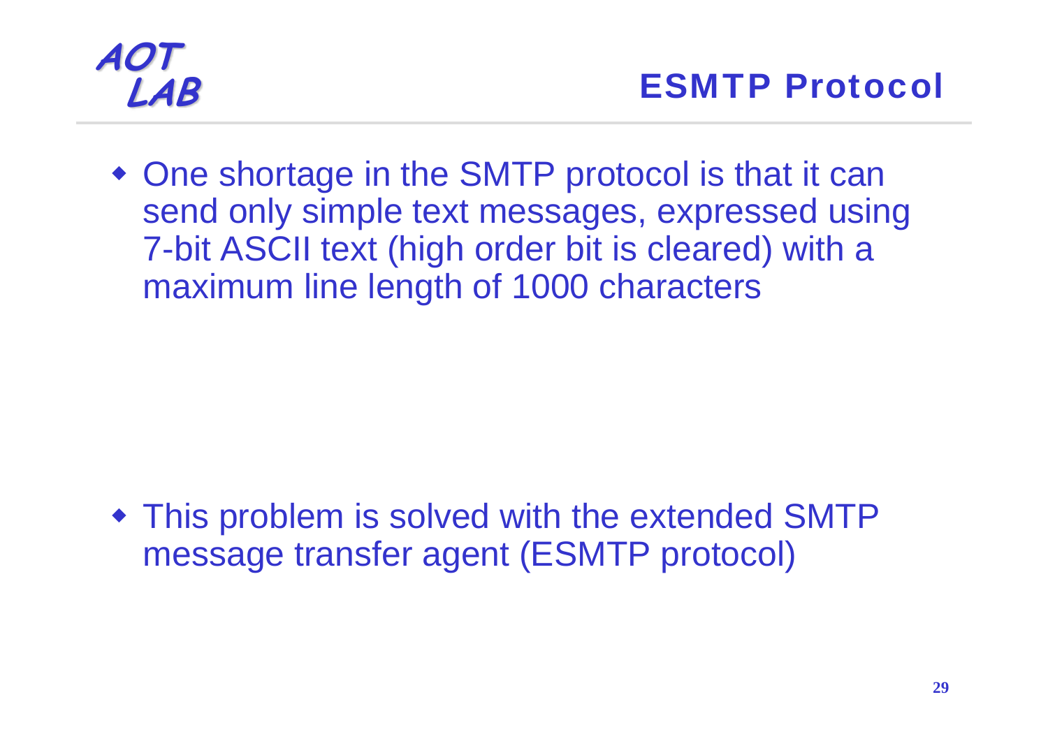## ESMTP Protocol

- One shortage in the SMTP protocol is that it can send only simple text messages, expressed using 7-bit ASCII text (high order bit is cleared) with a maximum line length of 1000 characters

- This problem is solved with the extended SMTP message transfer agent (ESMTP protocol)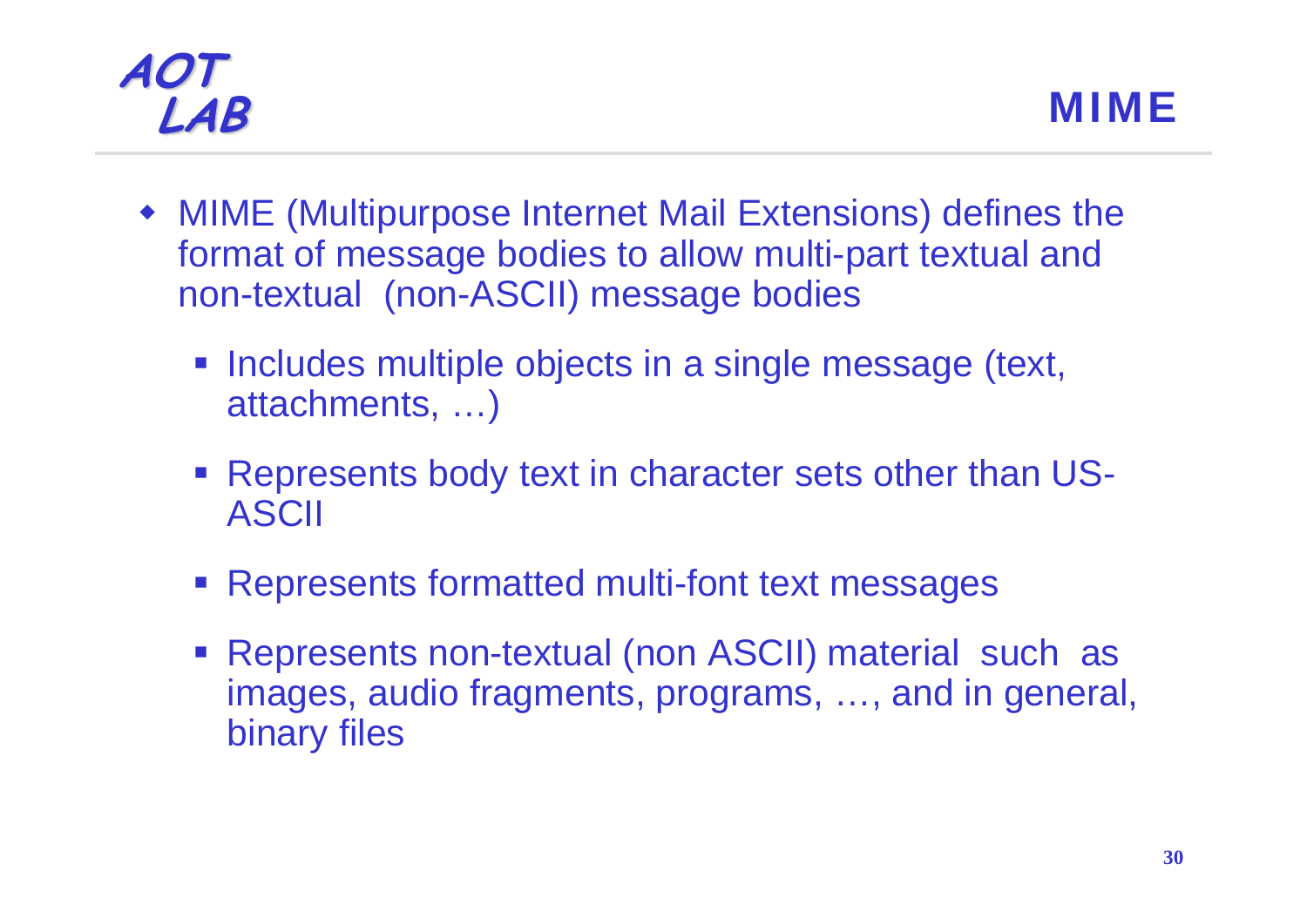# MIME

- MIME (Multipurpose Internet Mail Extensions) defines the format of message bodies to allow multi-part textual and non-textual (non-ASCII) message bodies
  - Includes multiple objects in a single message (text, attachments, …)
  - Represents body text in character sets other than US-ASCII
  - Represents formatted multi-font text messages
  - Represents non-textual (non ASCII) material such as images, audio fragments, programs, …, and in general, binary files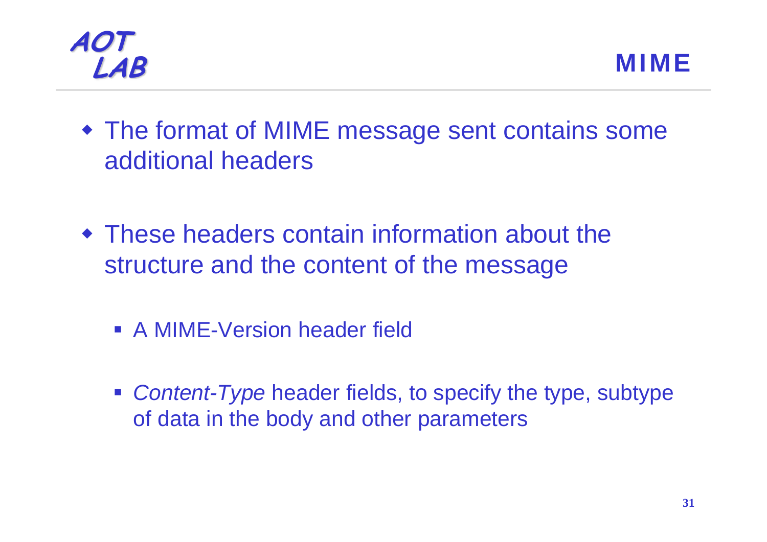## MIME

- The format of MIME message sent contains some additional headers

- These headers contain information about the structure and the content of the message

  - A MIME-Version header field

  - *Content-Type* header fields, to specify the type, subtype of data in the body and other parameters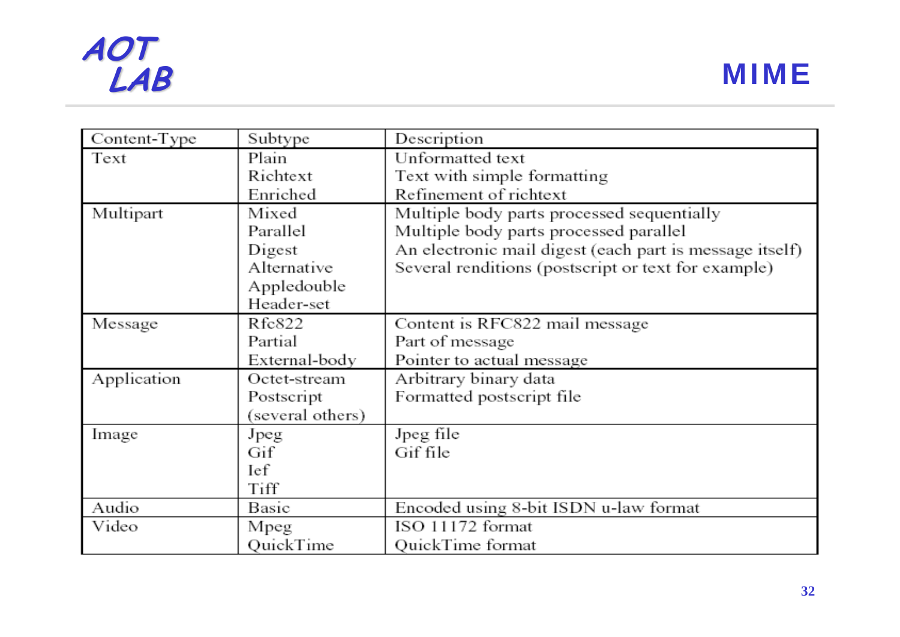# MIME

| Content-Type | Subtype | Description |
|---|---|---|
| Text | Plain<br>Richtext<br>Enriched | Unformatted text<br>Text with simple formatting<br>Refinement of richtext |
| Multipart | Mixed<br>Parallel<br>Digest<br>Alternative<br>Appledouble<br>Header-set | Multiple body parts processed sequentially<br>Multiple body parts processed parallel<br>An electronic mail digest (each part is message itself)<br>Several renditions (postscript or text for example) |
| Message | Rfc822<br>Partial<br>External-body | Content is RFC822 mail message<br>Part of message<br>Pointer to actual message |
| Application | Octet-stream<br>Postscript<br>(several others) | Arbitrary binary data<br>Formatted postscript file |
| Image | Jpeg<br>Gif<br>Ief<br>Tiff | Jpeg file<br>Gif file |
| Audio | Basic | Encoded using 8-bit ISDN u-law format |
| Video | Mpeg<br>QuickTime | ISO 11172 format<br>QuickTime format |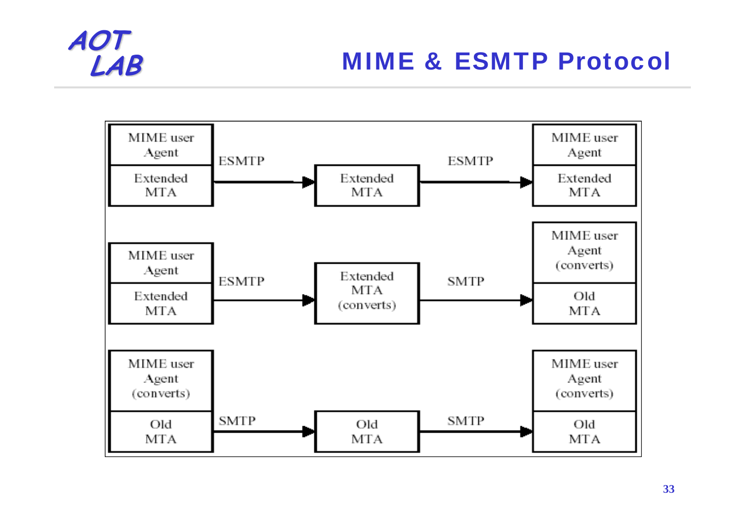# MIME & ESMTP Protocol

| Sender | | Relay | | Receiver |
|---|---|---|---|---|
| MIME user Agent / Extended MTA | ESMTP → | Extended MTA | ESMTP → | MIME user Agent / Extended MTA |
| MIME user Agent / Extended MTA | ESMTP → | Extended MTA (converts) | SMTP → | MIME user Agent (converts) / Old MTA |
| MIME user Agent (converts) / Old MTA | SMTP → | Old MTA | SMTP → | MIME user Agent (converts) / Old MTA |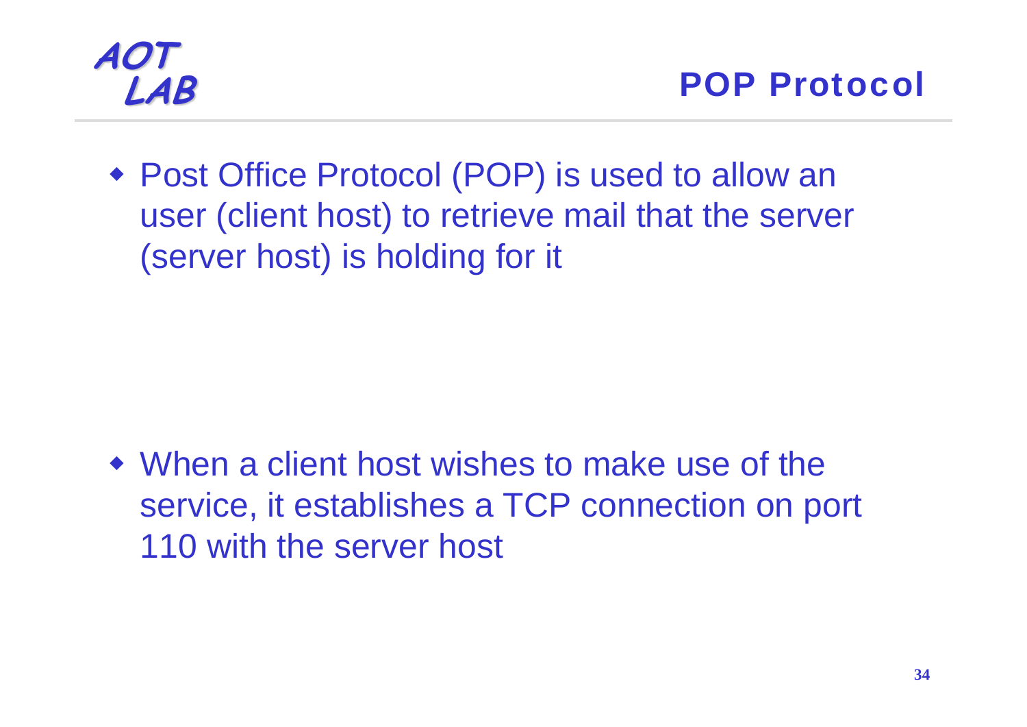## POP Protocol

- Post Office Protocol (POP) is used to allow an user (client host) to retrieve mail that the server (server host) is holding for it

- When a client host wishes to make use of the service, it establishes a TCP connection on port 110 with the server host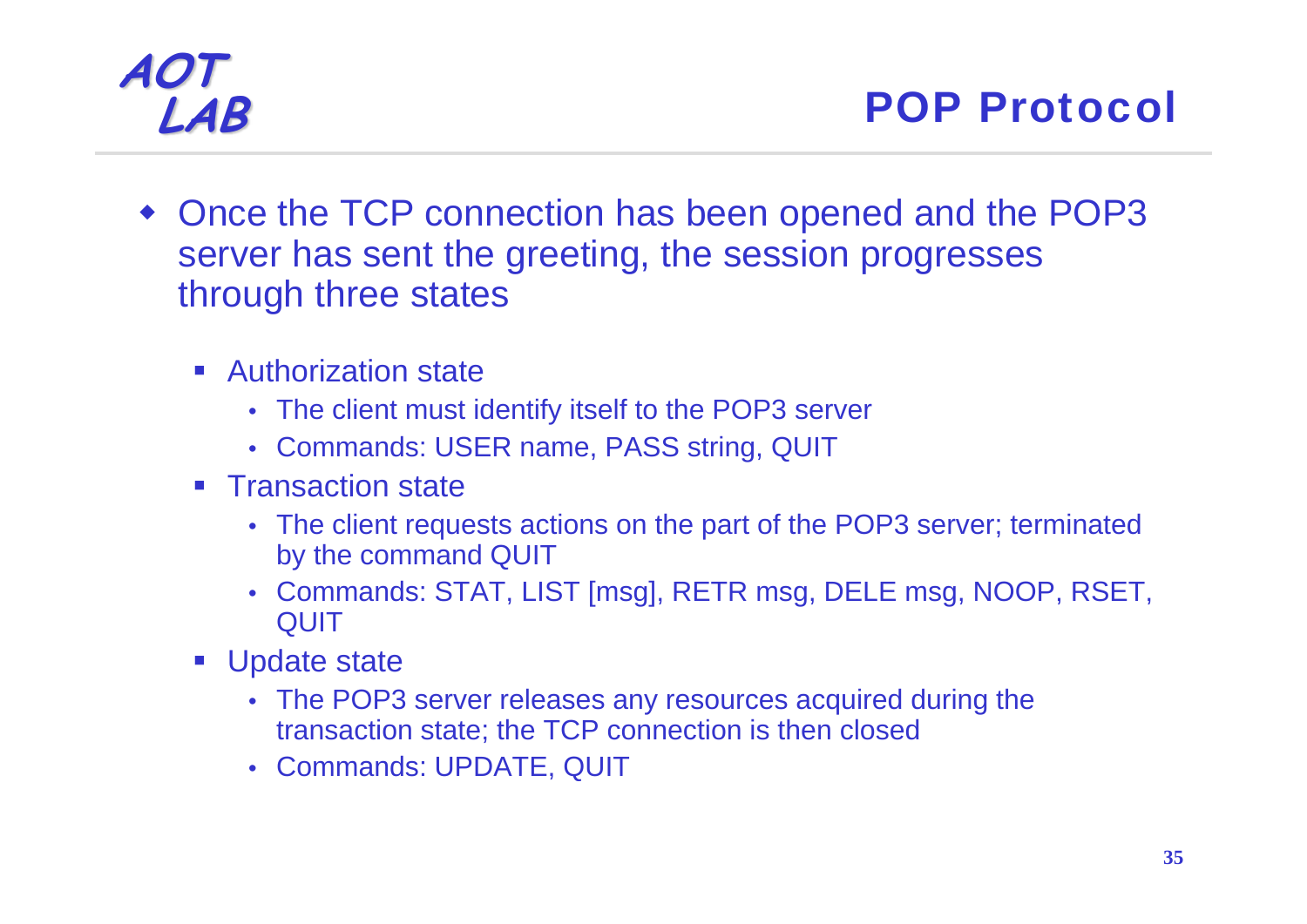# POP Protocol

- Once the TCP connection has been opened and the POP3 server has sent the greeting, the session progresses through three states
  - Authorization state
    - The client must identify itself to the POP3 server
    - Commands: USER name, PASS string, QUIT
  - Transaction state
    - The client requests actions on the part of the POP3 server; terminated by the command QUIT
    - Commands: STAT, LIST [msg], RETR msg, DELE msg, NOOP, RSET, QUIT
  - Update state
    - The POP3 server releases any resources acquired during the transaction state; the TCP connection is then closed
    - Commands: UPDATE, QUIT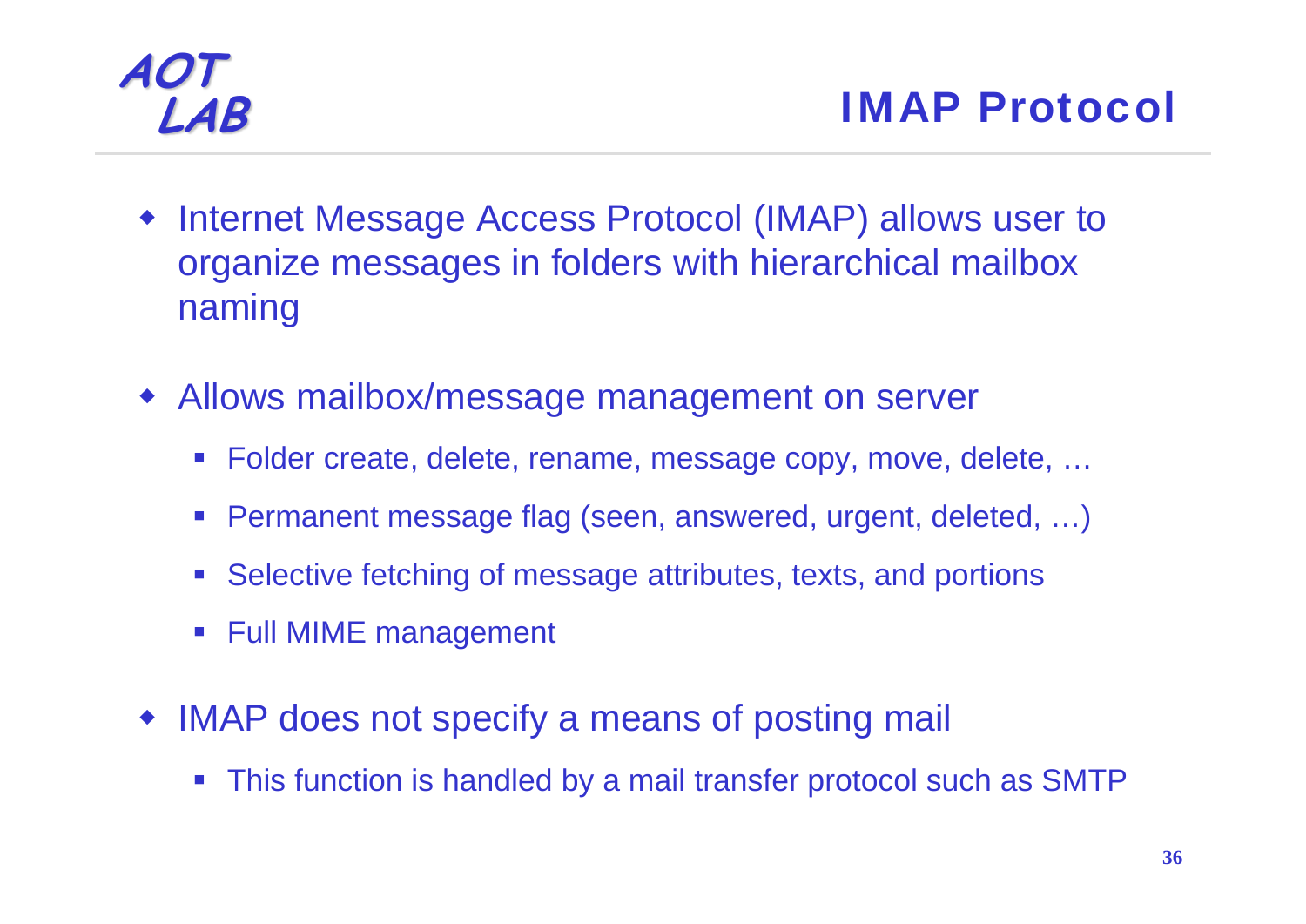# IMAP Protocol

- Internet Message Access Protocol (IMAP) allows user to organize messages in folders with hierarchical mailbox naming
- Allows mailbox/message management on server
  - Folder create, delete, rename, message copy, move, delete, …
  - Permanent message flag (seen, answered, urgent, deleted, …)
  - Selective fetching of message attributes, texts, and portions
  - Full MIME management
- IMAP does not specify a means of posting mail
  - This function is handled by a mail transfer protocol such as SMTP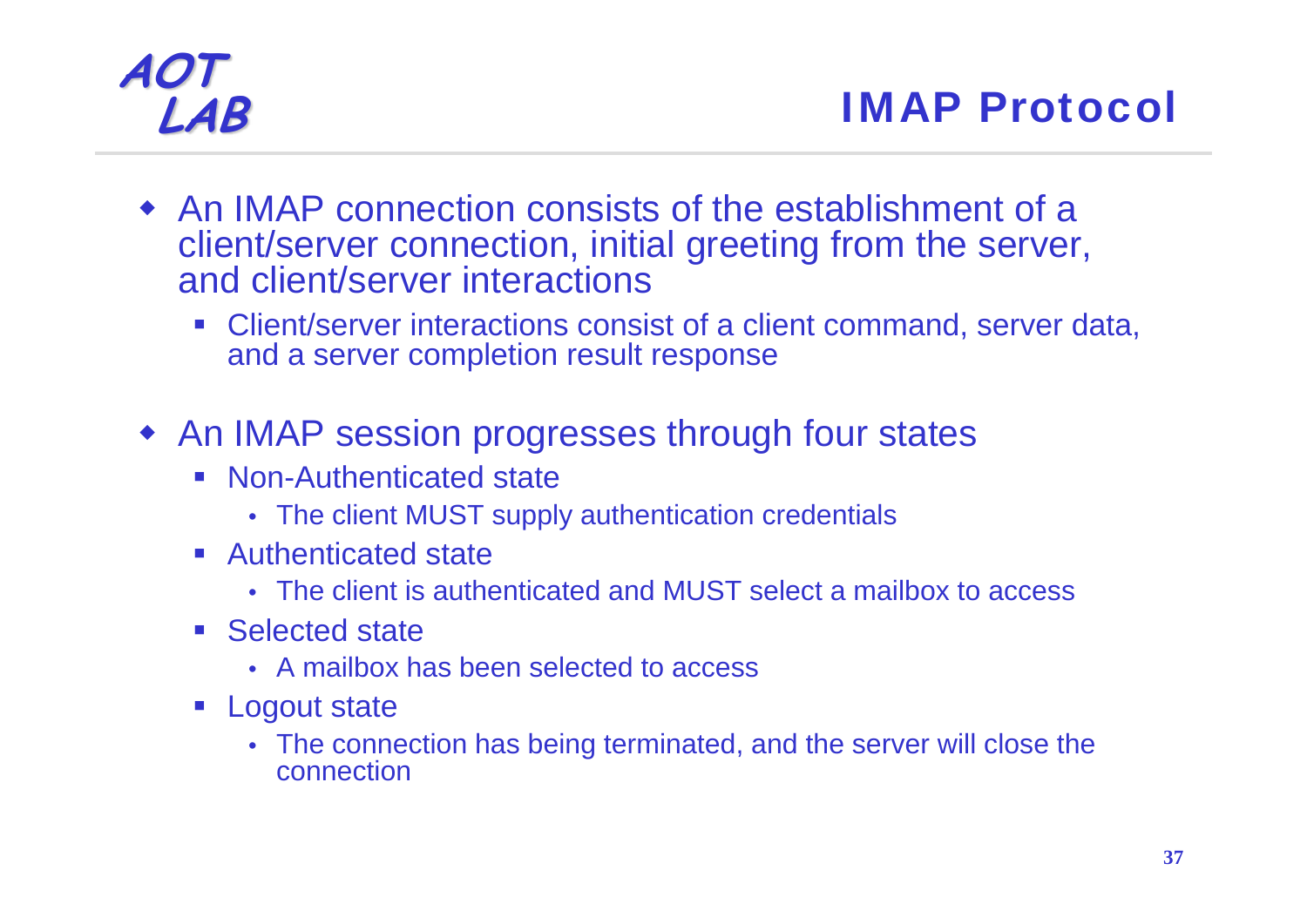# IMAP Protocol

- An IMAP connection consists of the establishment of a client/server connection, initial greeting from the server, and client/server interactions
  - Client/server interactions consist of a client command, server data, and a server completion result response
- An IMAP session progresses through four states
  - Non-Authenticated state
    - The client MUST supply authentication credentials
  - Authenticated state
    - The client is authenticated and MUST select a mailbox to access
  - Selected state
    - A mailbox has been selected to access
  - Logout state
    - The connection has being terminated, and the server will close the connection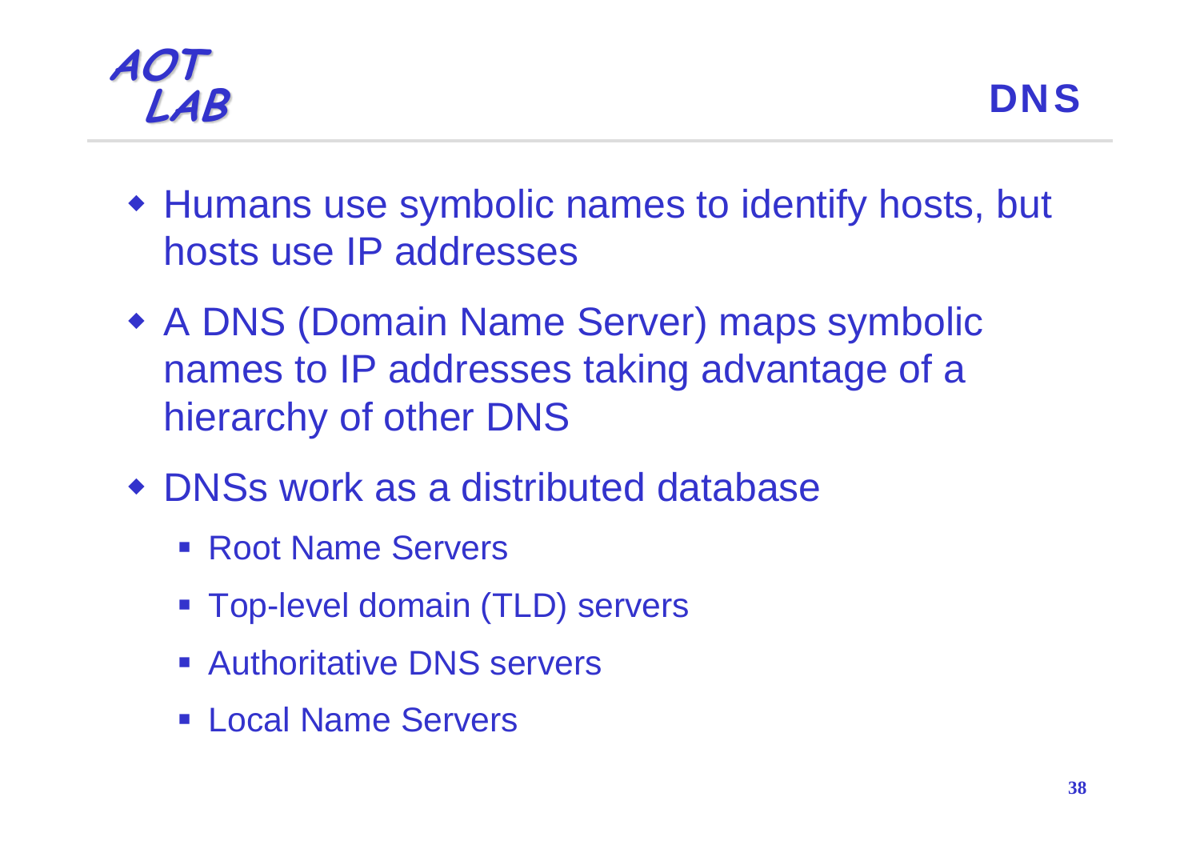# DNS

- Humans use symbolic names to identify hosts, but hosts use IP addresses
- A DNS (Domain Name Server) maps symbolic names to IP addresses taking advantage of a hierarchy of other DNS
- DNSs work as a distributed database
  - Root Name Servers
  - Top-level domain (TLD) servers
  - Authoritative DNS servers
  - Local Name Servers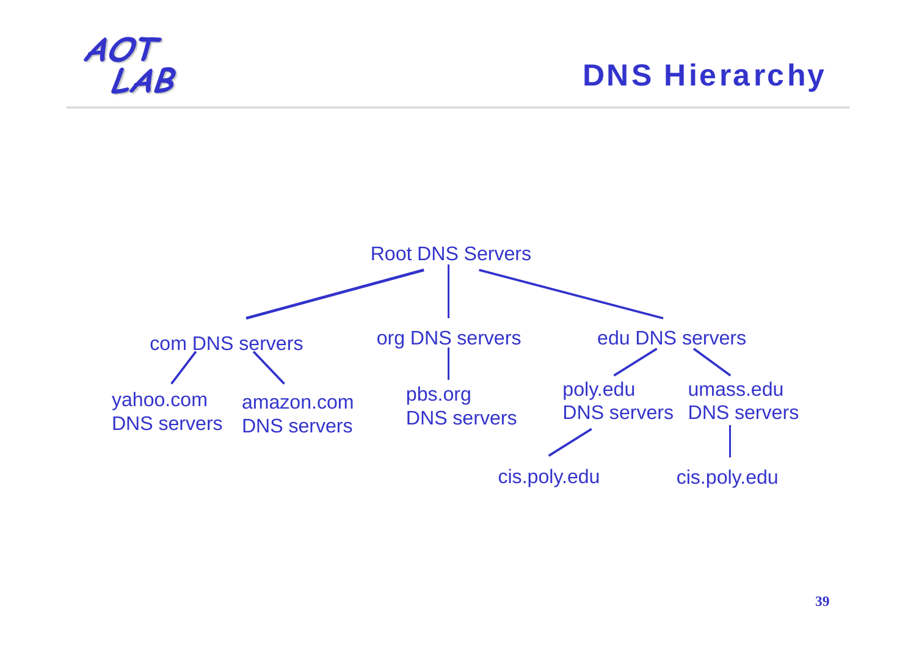# DNS Hierarchy

Root DNS Servers

com DNS servers

org DNS servers

edu DNS servers

yahoo.com DNS servers

amazon.com DNS servers

pbs.org DNS servers

poly.edu DNS servers

umass.edu DNS servers

cis.poly.edu

cis.poly.edu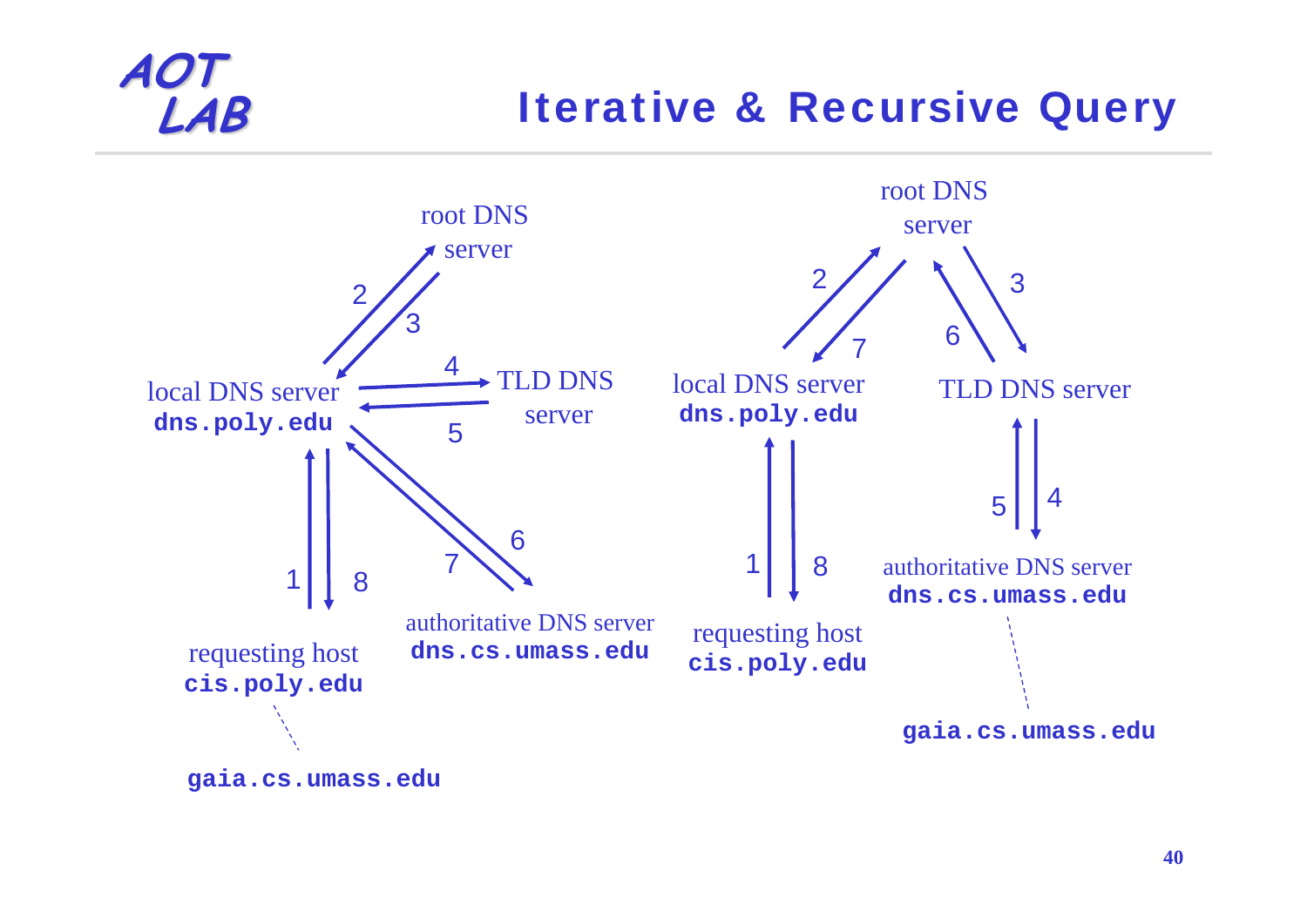# Iterative & Recursive Query

root DNS server

local DNS server
**dns.poly.edu**

TLD DNS server

authoritative DNS server
**dns.cs.umass.edu**

requesting host
**cis.poly.edu**

**gaia.cs.umass.edu**

1, 2, 3, 4, 5, 6, 7, 8

root DNS server

local DNS server
**dns.poly.edu**

TLD DNS server

authoritative DNS server
**dns.cs.umass.edu**

requesting host
**cis.poly.edu**

**gaia.cs.umass.edu**

1, 2, 3, 4, 5, 6, 7, 8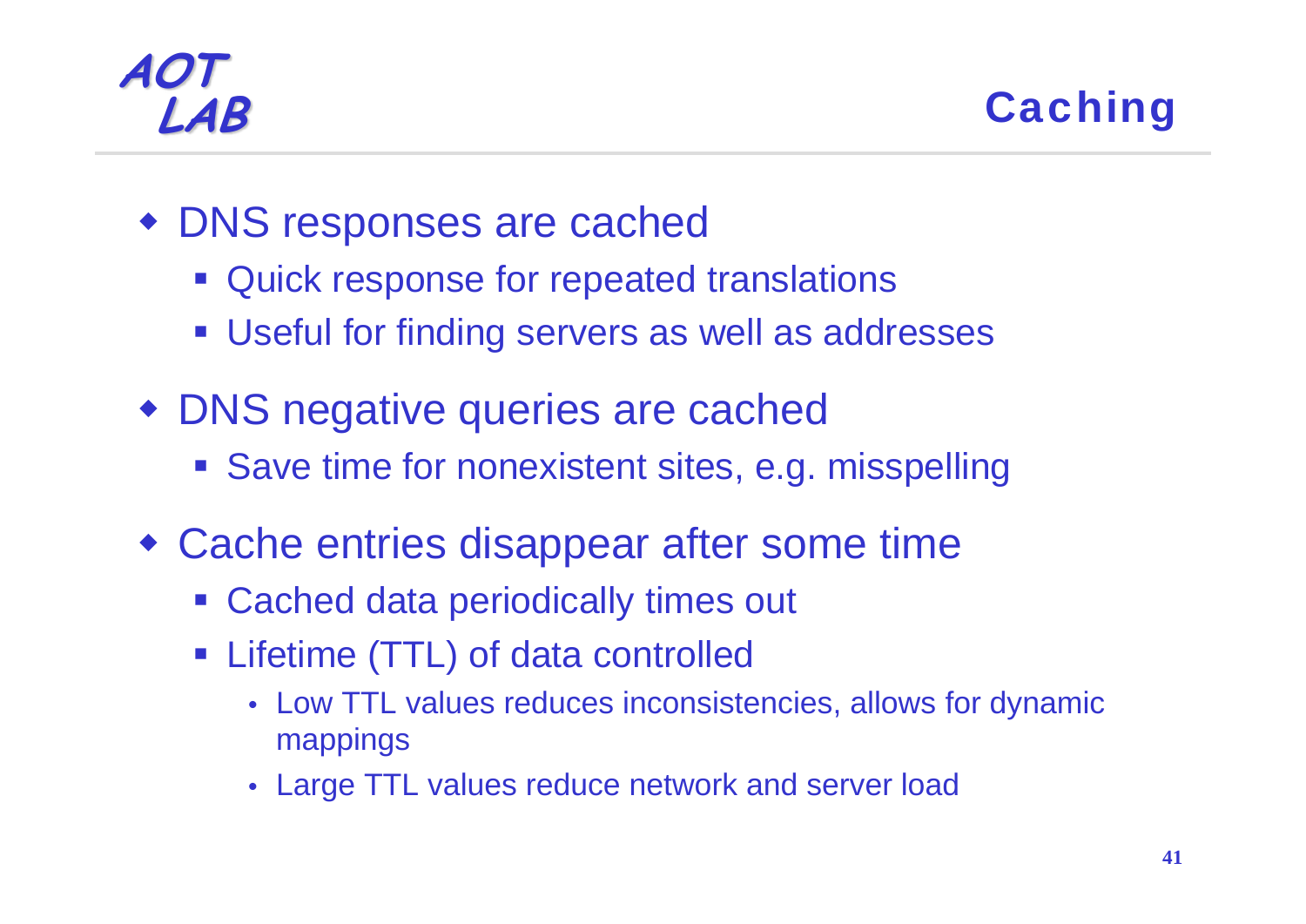# Caching

- DNS responses are cached
  - Quick response for repeated translations
  - Useful for finding servers as well as addresses
- DNS negative queries are cached
  - Save time for nonexistent sites, e.g. misspelling
- Cache entries disappear after some time
  - Cached data periodically times out
  - Lifetime (TTL) of data controlled
    - Low TTL values reduces inconsistencies, allows for dynamic mappings
    - Large TTL values reduce network and server load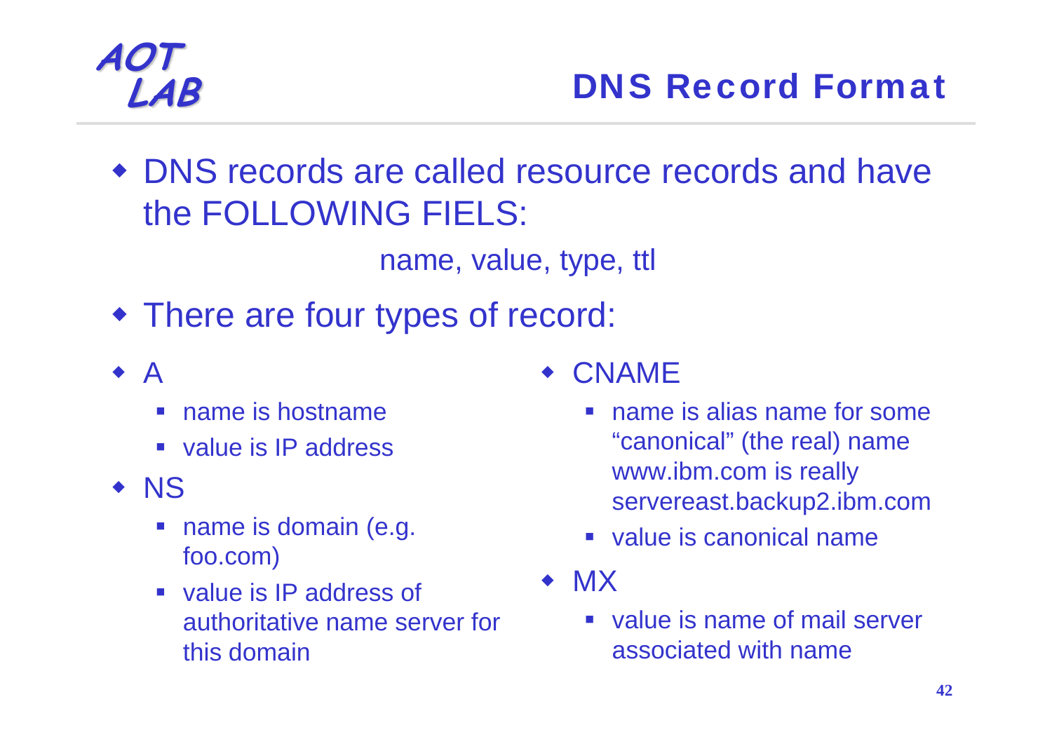AOT LAB

# DNS Record Format

- DNS records are called resource records and have the FOLLOWING FIELS:

  name, value, type, ttl

- There are four types of record:

- A
  - name is hostname
  - value is IP address
- NS
  - name is domain (e.g. foo.com)
  - value is IP address of authoritative name server for this domain
- CNAME
  - name is alias name for some “canonical” (the real) name www.ibm.com is really servereast.backup2.ibm.com
  - value is canonical name
- MX
  - value is name of mail server associated with name